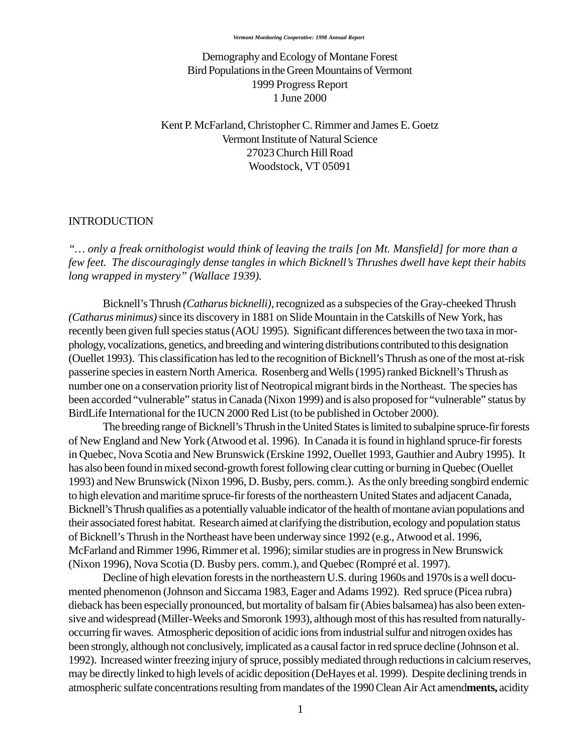# Demography and Ecology of Montane Forest Bird Populations in the Green Mountains of Vermont

1999 Progress Report
1 June 2000

Kent P. McFarland, Christopher C. Rimmer and James E. Goetz
Vermont Institute of Natural Science
27023 Church Hill Road
Woodstock, VT 05091

## INTRODUCTION

*"… only a freak ornithologist would think of leaving the trails [on Mt. Mansfield] for more than a few feet. The discouragingly dense tangles in which Bicknell's Thrushes dwell have kept their habits long wrapped in mystery" (Wallace 1939).*

Bicknell's Thrush *(Catharus bicknelli)*, recognized as a subspecies of the Gray-cheeked Thrush *(Catharus minimus)* since its discovery in 1881 on Slide Mountain in the Catskills of New York, has recently been given full species status (AOU 1995). Significant differences between the two taxa in morphology, vocalizations, genetics, and breeding and wintering distributions contributed to this designation (Ouellet 1993). This classification has led to the recognition of Bicknell's Thrush as one of the most at-risk passerine species in eastern North America. Rosenberg and Wells (1995) ranked Bicknell's Thrush as number one on a conservation priority list of Neotropical migrant birds in the Northeast. The species has been accorded "vulnerable" status in Canada (Nixon 1999) and is also proposed for "vulnerable" status by BirdLife International for the IUCN 2000 Red List (to be published in October 2000).

The breeding range of Bicknell's Thrush in the United States is limited to subalpine spruce-fir forests of New England and New York (Atwood et al. 1996). In Canada it is found in highland spruce-fir forests in Quebec, Nova Scotia and New Brunswick (Erskine 1992, Ouellet 1993, Gauthier and Aubry 1995). It has also been found in mixed second-growth forest following clear cutting or burning in Quebec (Ouellet 1993) and New Brunswick (Nixon 1996, D. Busby, pers. comm.). As the only breeding songbird endemic to high elevation and maritime spruce-fir forests of the northeastern United States and adjacent Canada, Bicknell's Thrush qualifies as a potentially valuable indicator of the health of montane avian populations and their associated forest habitat. Research aimed at clarifying the distribution, ecology and population status of Bicknell's Thrush in the Northeast have been underway since 1992 (e.g., Atwood et al. 1996, McFarland and Rimmer 1996, Rimmer et al. 1996); similar studies are in progress in New Brunswick (Nixon 1996), Nova Scotia (D. Busby pers. comm.), and Quebec (Rompré et al. 1997).

Decline of high elevation forests in the northeastern U.S. during 1960s and 1970s is a well documented phenomenon (Johnson and Siccama 1983, Eager and Adams 1992). Red spruce (Picea rubra) dieback has been especially pronounced, but mortality of balsam fir (Abies balsamea) has also been extensive and widespread (Miller-Weeks and Smoronk 1993), although most of this has resulted from naturally-occurring fir waves. Atmospheric deposition of acidic ions from industrial sulfur and nitrogen oxides has been strongly, although not conclusively, implicated as a causal factor in red spruce decline (Johnson et al. 1992). Increased winter freezing injury of spruce, possibly mediated through reductions in calcium reserves, may be directly linked to high levels of acidic deposition (DeHayes et al. 1999). Despite declining trends in atmospheric sulfate concentrations resulting from mandates of the 1990 Clean Air Act amend**ments,** acidity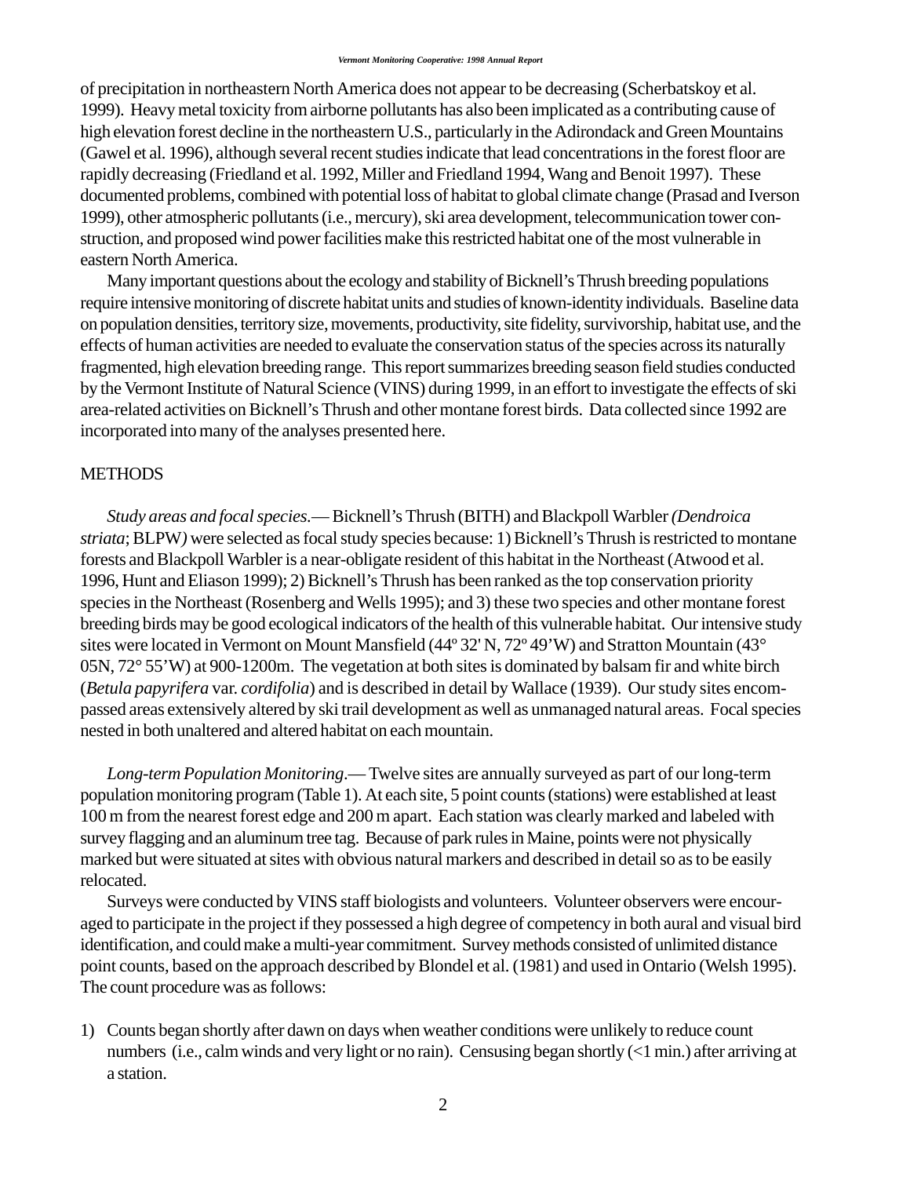of precipitation in northeastern North America does not appear to be decreasing (Scherbatskoy et al. 1999). Heavy metal toxicity from airborne pollutants has also been implicated as a contributing cause of high elevation forest decline in the northeastern U.S., particularly in the Adirondack and Green Mountains (Gawel et al. 1996), although several recent studies indicate that lead concentrations in the forest floor are rapidly decreasing (Friedland et al. 1992, Miller and Friedland 1994, Wang and Benoit 1997). These documented problems, combined with potential loss of habitat to global climate change (Prasad and Iverson 1999), other atmospheric pollutants (i.e., mercury), ski area development, telecommunication tower construction, and proposed wind power facilities make this restricted habitat one of the most vulnerable in eastern North America.

Many important questions about the ecology and stability of Bicknell's Thrush breeding populations require intensive monitoring of discrete habitat units and studies of known-identity individuals. Baseline data on population densities, territory size, movements, productivity, site fidelity, survivorship, habitat use, and the effects of human activities are needed to evaluate the conservation status of the species across its naturally fragmented, high elevation breeding range. This report summarizes breeding season field studies conducted by the Vermont Institute of Natural Science (VINS) during 1999, in an effort to investigate the effects of ski area-related activities on Bicknell's Thrush and other montane forest birds. Data collected since 1992 are incorporated into many of the analyses presented here.

## METHODS

*Study areas and focal species*.— Bicknell's Thrush (BITH) and Blackpoll Warbler *(Dendroica striata*; BLPW*)* were selected as focal study species because: 1) Bicknell's Thrush is restricted to montane forests and Blackpoll Warbler is a near-obligate resident of this habitat in the Northeast (Atwood et al. 1996, Hunt and Eliason 1999); 2) Bicknell's Thrush has been ranked as the top conservation priority species in the Northeast (Rosenberg and Wells 1995); and 3) these two species and other montane forest breeding birds may be good ecological indicators of the health of this vulnerable habitat. Our intensive study sites were located in Vermont on Mount Mansfield (44º 32' N, 72º 49'W) and Stratton Mountain (43° 05N, 72° 55'W) at 900-1200m. The vegetation at both sites is dominated by balsam fir and white birch (*Betula papyrifera* var. *cordifolia*) and is described in detail by Wallace (1939). Our study sites encompassed areas extensively altered by ski trail development as well as unmanaged natural areas. Focal species nested in both unaltered and altered habitat on each mountain.

*Long-term Population Monitoring*.— Twelve sites are annually surveyed as part of our long-term population monitoring program (Table 1). At each site, 5 point counts (stations) were established at least 100 m from the nearest forest edge and 200 m apart. Each station was clearly marked and labeled with survey flagging and an aluminum tree tag. Because of park rules in Maine, points were not physically marked but were situated at sites with obvious natural markers and described in detail so as to be easily relocated.

Surveys were conducted by VINS staff biologists and volunteers. Volunteer observers were encouraged to participate in the project if they possessed a high degree of competency in both aural and visual bird identification, and could make a multi-year commitment. Survey methods consisted of unlimited distance point counts, based on the approach described by Blondel et al. (1981) and used in Ontario (Welsh 1995). The count procedure was as follows:

1) Counts began shortly after dawn on days when weather conditions were unlikely to reduce count numbers (i.e., calm winds and very light or no rain). Censusing began shortly (<1 min.) after arriving at a station.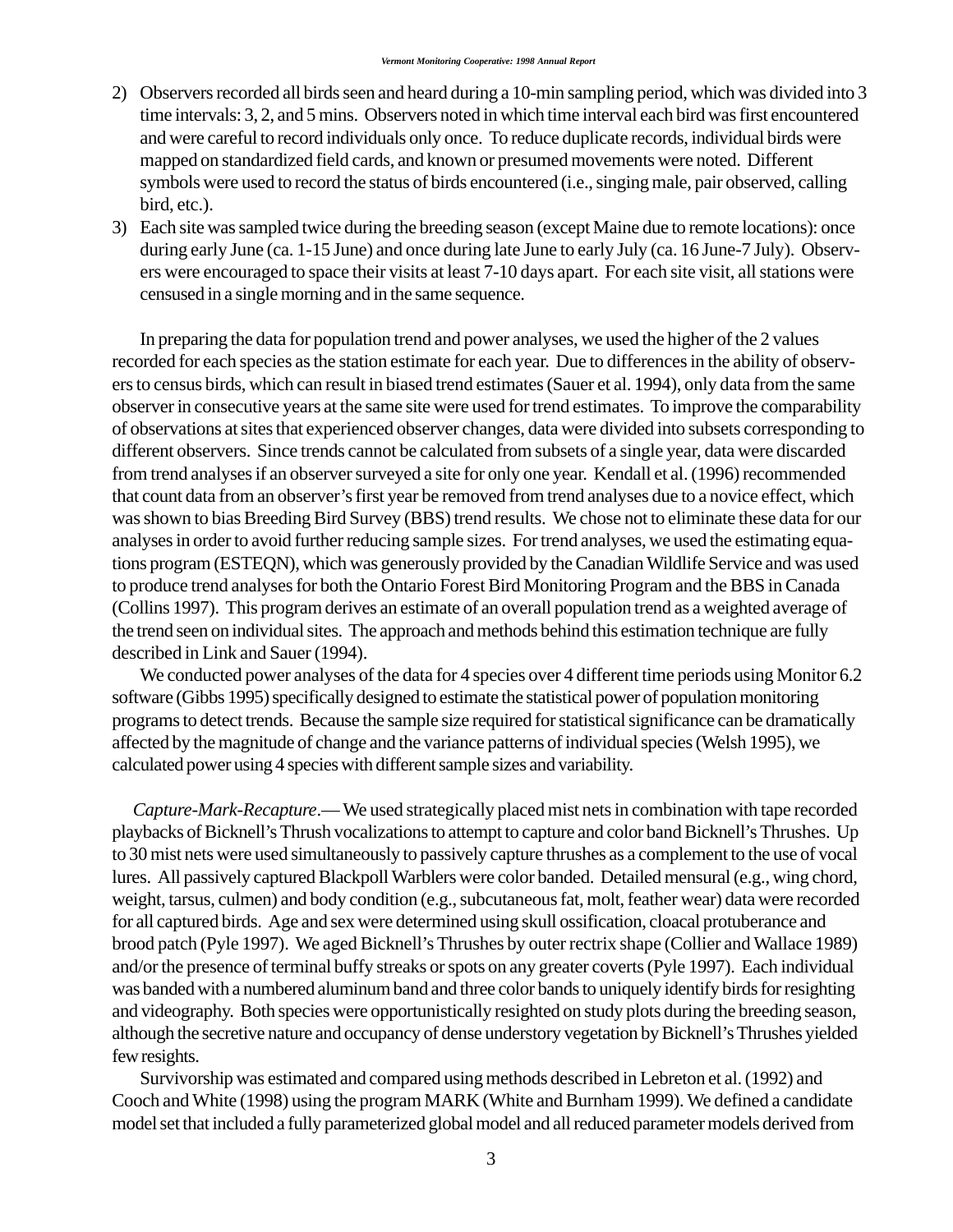2) Observers recorded all birds seen and heard during a 10-min sampling period, which was divided into 3 time intervals: 3, 2, and 5 mins. Observers noted in which time interval each bird was first encountered and were careful to record individuals only once. To reduce duplicate records, individual birds were mapped on standardized field cards, and known or presumed movements were noted. Different symbols were used to record the status of birds encountered (i.e., singing male, pair observed, calling bird, etc.).
3) Each site was sampled twice during the breeding season (except Maine due to remote locations): once during early June (ca. 1-15 June) and once during late June to early July (ca. 16 June-7 July). Observers were encouraged to space their visits at least 7-10 days apart. For each site visit, all stations were censused in a single morning and in the same sequence.

In preparing the data for population trend and power analyses, we used the higher of the 2 values recorded for each species as the station estimate for each year. Due to differences in the ability of observers to census birds, which can result in biased trend estimates (Sauer et al. 1994), only data from the same observer in consecutive years at the same site were used for trend estimates. To improve the comparability of observations at sites that experienced observer changes, data were divided into subsets corresponding to different observers. Since trends cannot be calculated from subsets of a single year, data were discarded from trend analyses if an observer surveyed a site for only one year. Kendall et al. (1996) recommended that count data from an observer's first year be removed from trend analyses due to a novice effect, which was shown to bias Breeding Bird Survey (BBS) trend results. We chose not to eliminate these data for our analyses in order to avoid further reducing sample sizes. For trend analyses, we used the estimating equations program (ESTEQN), which was generously provided by the Canadian Wildlife Service and was used to produce trend analyses for both the Ontario Forest Bird Monitoring Program and the BBS in Canada (Collins 1997). This program derives an estimate of an overall population trend as a weighted average of the trend seen on individual sites. The approach and methods behind this estimation technique are fully described in Link and Sauer (1994).

We conducted power analyses of the data for 4 species over 4 different time periods using Monitor 6.2 software (Gibbs 1995) specifically designed to estimate the statistical power of population monitoring programs to detect trends. Because the sample size required for statistical significance can be dramatically affected by the magnitude of change and the variance patterns of individual species (Welsh 1995), we calculated power using 4 species with different sample sizes and variability.

*Capture-Mark-Recapture*.— We used strategically placed mist nets in combination with tape recorded playbacks of Bicknell's Thrush vocalizations to attempt to capture and color band Bicknell's Thrushes. Up to 30 mist nets were used simultaneously to passively capture thrushes as a complement to the use of vocal lures. All passively captured Blackpoll Warblers were color banded. Detailed mensural (e.g., wing chord, weight, tarsus, culmen) and body condition (e.g., subcutaneous fat, molt, feather wear) data were recorded for all captured birds. Age and sex were determined using skull ossification, cloacal protuberance and brood patch (Pyle 1997). We aged Bicknell's Thrushes by outer rectrix shape (Collier and Wallace 1989) and/or the presence of terminal buffy streaks or spots on any greater coverts (Pyle 1997). Each individual was banded with a numbered aluminum band and three color bands to uniquely identify birds for resighting and videography. Both species were opportunistically resighted on study plots during the breeding season, although the secretive nature and occupancy of dense understory vegetation by Bicknell's Thrushes yielded few resights.

Survivorship was estimated and compared using methods described in Lebreton et al. (1992) and Cooch and White (1998) using the program MARK (White and Burnham 1999). We defined a candidate model set that included a fully parameterized global model and all reduced parameter models derived from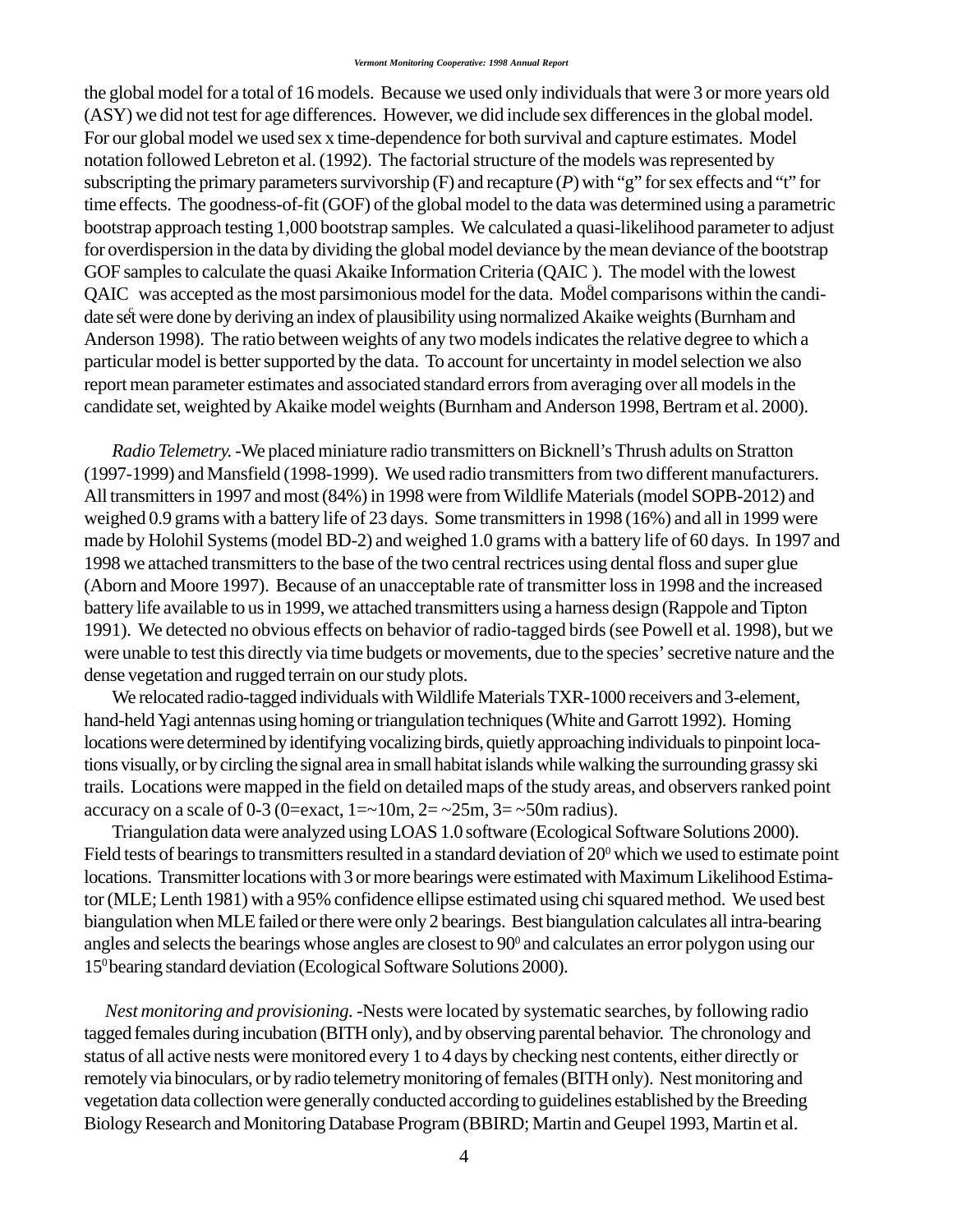the global model for a total of 16 models. Because we used only individuals that were 3 or more years old (ASY) we did not test for age differences. However, we did include sex differences in the global model. For our global model we used sex x time-dependence for both survival and capture estimates. Model notation followed Lebreton et al. (1992). The factorial structure of the models was represented by subscripting the primary parameters survivorship (F) and recapture (*P*) with "g" for sex effects and "t" for time effects. The goodness-of-fit (GOF) of the global model to the data was determined using a parametric bootstrap approach testing 1,000 bootstrap samples. We calculated a quasi-likelihood parameter to adjust for overdispersion in the data by dividing the global model deviance by the mean deviance of the bootstrap GOF samples to calculate the quasi Akaike Information Criteria ($QAIC_c$). The model with the lowest $QAIC_c$ was accepted as the most parsimonious model for the data. Model comparisons within the candidate set were done by deriving an index of plausibility using normalized Akaike weights (Burnham and Anderson 1998). The ratio between weights of any two models indicates the relative degree to which a particular model is better supported by the data. To account for uncertainty in model selection we also report mean parameter estimates and associated standard errors from averaging over all models in the candidate set, weighted by Akaike model weights (Burnham and Anderson 1998, Bertram et al. 2000).

*Radio Telemetry.* -We placed miniature radio transmitters on Bicknell's Thrush adults on Stratton (1997-1999) and Mansfield (1998-1999). We used radio transmitters from two different manufacturers. All transmitters in 1997 and most (84%) in 1998 were from Wildlife Materials (model SOPB-2012) and weighed 0.9 grams with a battery life of 23 days. Some transmitters in 1998 (16%) and all in 1999 were made by Holohil Systems (model BD-2) and weighed 1.0 grams with a battery life of 60 days. In 1997 and 1998 we attached transmitters to the base of the two central rectrices using dental floss and super glue (Aborn and Moore 1997). Because of an unacceptable rate of transmitter loss in 1998 and the increased battery life available to us in 1999, we attached transmitters using a harness design (Rappole and Tipton 1991). We detected no obvious effects on behavior of radio-tagged birds (see Powell et al. 1998), but we were unable to test this directly via time budgets or movements, due to the species' secretive nature and the dense vegetation and rugged terrain on our study plots.

We relocated radio-tagged individuals with Wildlife Materials TXR-1000 receivers and 3-element, hand-held Yagi antennas using homing or triangulation techniques (White and Garrott 1992). Homing locations were determined by identifying vocalizing birds, quietly approaching individuals to pinpoint locations visually, or by circling the signal area in small habitat islands while walking the surrounding grassy ski trails. Locations were mapped in the field on detailed maps of the study areas, and observers ranked point accuracy on a scale of 0-3 (0=exact, 1=~10m, 2= ~25m, 3= ~50m radius).

Triangulation data were analyzed using LOAS 1.0 software (Ecological Software Solutions 2000). Field tests of bearings to transmitters resulted in a standard deviation of $20^0$ which we used to estimate point locations. Transmitter locations with 3 or more bearings were estimated with Maximum Likelihood Estimator (MLE; Lenth 1981) with a 95% confidence ellipse estimated using chi squared method. We used best biangulation when MLE failed or there were only 2 bearings. Best biangulation calculates all intra-bearing angles and selects the bearings whose angles are closest to $90^0$ and calculates an error polygon using our $15^0$ bearing standard deviation (Ecological Software Solutions 2000).

*Nest monitoring and provisioning.* -Nests were located by systematic searches, by following radio tagged females during incubation (BITH only), and by observing parental behavior. The chronology and status of all active nests were monitored every 1 to 4 days by checking nest contents, either directly or remotely via binoculars, or by radio telemetry monitoring of females (BITH only). Nest monitoring and vegetation data collection were generally conducted according to guidelines established by the Breeding Biology Research and Monitoring Database Program (BBIRD; Martin and Geupel 1993, Martin et al.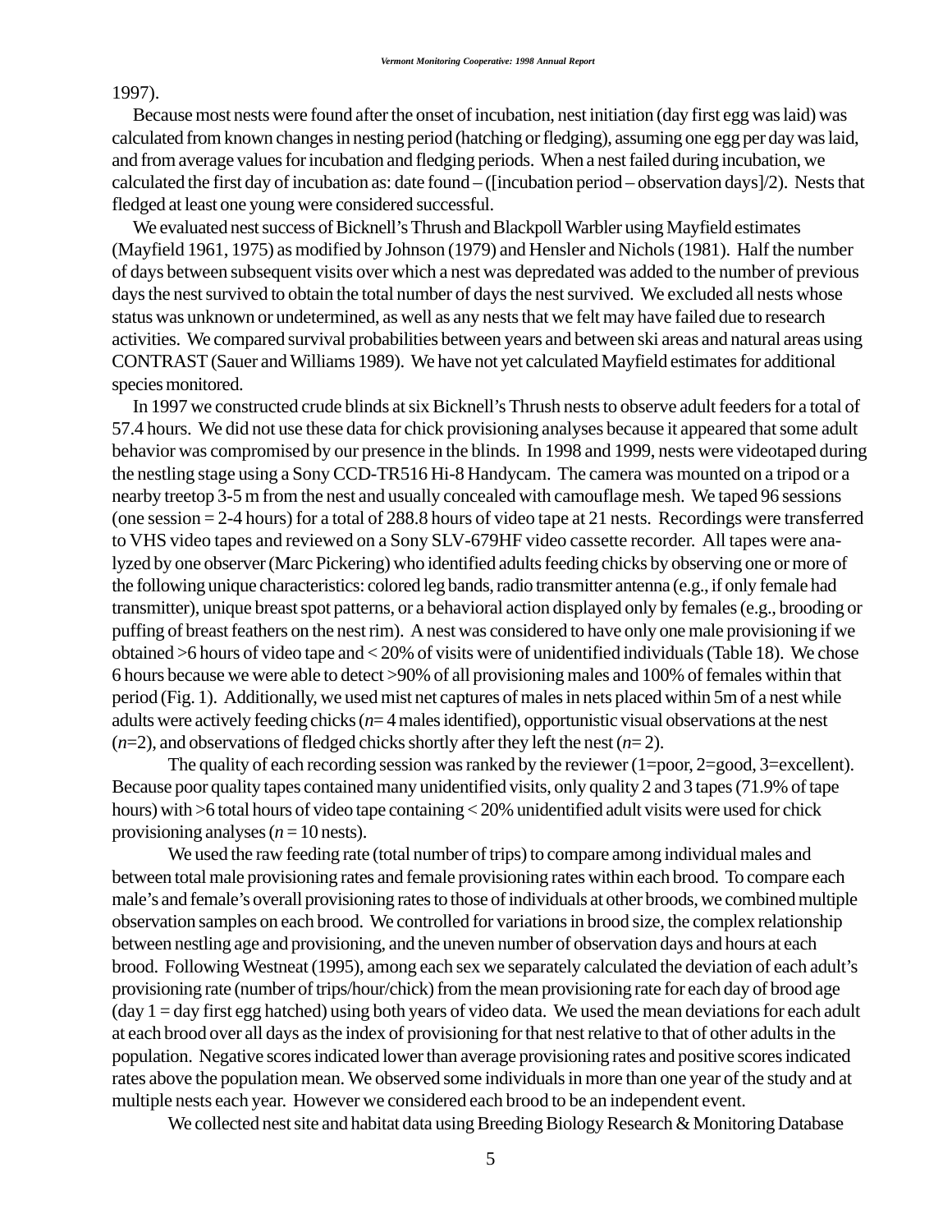1997).

Because most nests were found after the onset of incubation, nest initiation (day first egg was laid) was calculated from known changes in nesting period (hatching or fledging), assuming one egg per day was laid, and from average values for incubation and fledging periods. When a nest failed during incubation, we calculated the first day of incubation as: date found – ([incubation period – observation days]/2). Nests that fledged at least one young were considered successful.

We evaluated nest success of Bicknell's Thrush and Blackpoll Warbler using Mayfield estimates (Mayfield 1961, 1975) as modified by Johnson (1979) and Hensler and Nichols (1981). Half the number of days between subsequent visits over which a nest was depredated was added to the number of previous days the nest survived to obtain the total number of days the nest survived. We excluded all nests whose status was unknown or undetermined, as well as any nests that we felt may have failed due to research activities. We compared survival probabilities between years and between ski areas and natural areas using CONTRAST (Sauer and Williams 1989). We have not yet calculated Mayfield estimates for additional species monitored.

In 1997 we constructed crude blinds at six Bicknell's Thrush nests to observe adult feeders for a total of 57.4 hours. We did not use these data for chick provisioning analyses because it appeared that some adult behavior was compromised by our presence in the blinds. In 1998 and 1999, nests were videotaped during the nestling stage using a Sony CCD-TR516 Hi-8 Handycam. The camera was mounted on a tripod or a nearby treetop 3-5 m from the nest and usually concealed with camouflage mesh. We taped 96 sessions (one session = 2-4 hours) for a total of 288.8 hours of video tape at 21 nests. Recordings were transferred to VHS video tapes and reviewed on a Sony SLV-679HF video cassette recorder. All tapes were analyzed by one observer (Marc Pickering) who identified adults feeding chicks by observing one or more of the following unique characteristics: colored leg bands, radio transmitter antenna (e.g., if only female had transmitter), unique breast spot patterns, or a behavioral action displayed only by females (e.g., brooding or puffing of breast feathers on the nest rim). A nest was considered to have only one male provisioning if we obtained >6 hours of video tape and < 20% of visits were of unidentified individuals (Table 18). We chose 6 hours because we were able to detect >90% of all provisioning males and 100% of females within that period (Fig. 1). Additionally, we used mist net captures of males in nets placed within 5m of a nest while adults were actively feeding chicks (*n*= 4 males identified), opportunistic visual observations at the nest (*n*=2), and observations of fledged chicks shortly after they left the nest (*n*= 2).

The quality of each recording session was ranked by the reviewer (1=poor, 2=good, 3=excellent). Because poor quality tapes contained many unidentified visits, only quality 2 and 3 tapes (71.9% of tape hours) with >6 total hours of video tape containing < 20% unidentified adult visits were used for chick provisioning analyses (*n* = 10 nests).

We used the raw feeding rate (total number of trips) to compare among individual males and between total male provisioning rates and female provisioning rates within each brood. To compare each male's and female's overall provisioning rates to those of individuals at other broods, we combined multiple observation samples on each brood. We controlled for variations in brood size, the complex relationship between nestling age and provisioning, and the uneven number of observation days and hours at each brood. Following Westneat (1995), among each sex we separately calculated the deviation of each adult's provisioning rate (number of trips/hour/chick) from the mean provisioning rate for each day of brood age (day 1 = day first egg hatched) using both years of video data. We used the mean deviations for each adult at each brood over all days as the index of provisioning for that nest relative to that of other adults in the population. Negative scores indicated lower than average provisioning rates and positive scores indicated rates above the population mean. We observed some individuals in more than one year of the study and at multiple nests each year. However we considered each brood to be an independent event.

We collected nest site and habitat data using Breeding Biology Research & Monitoring Database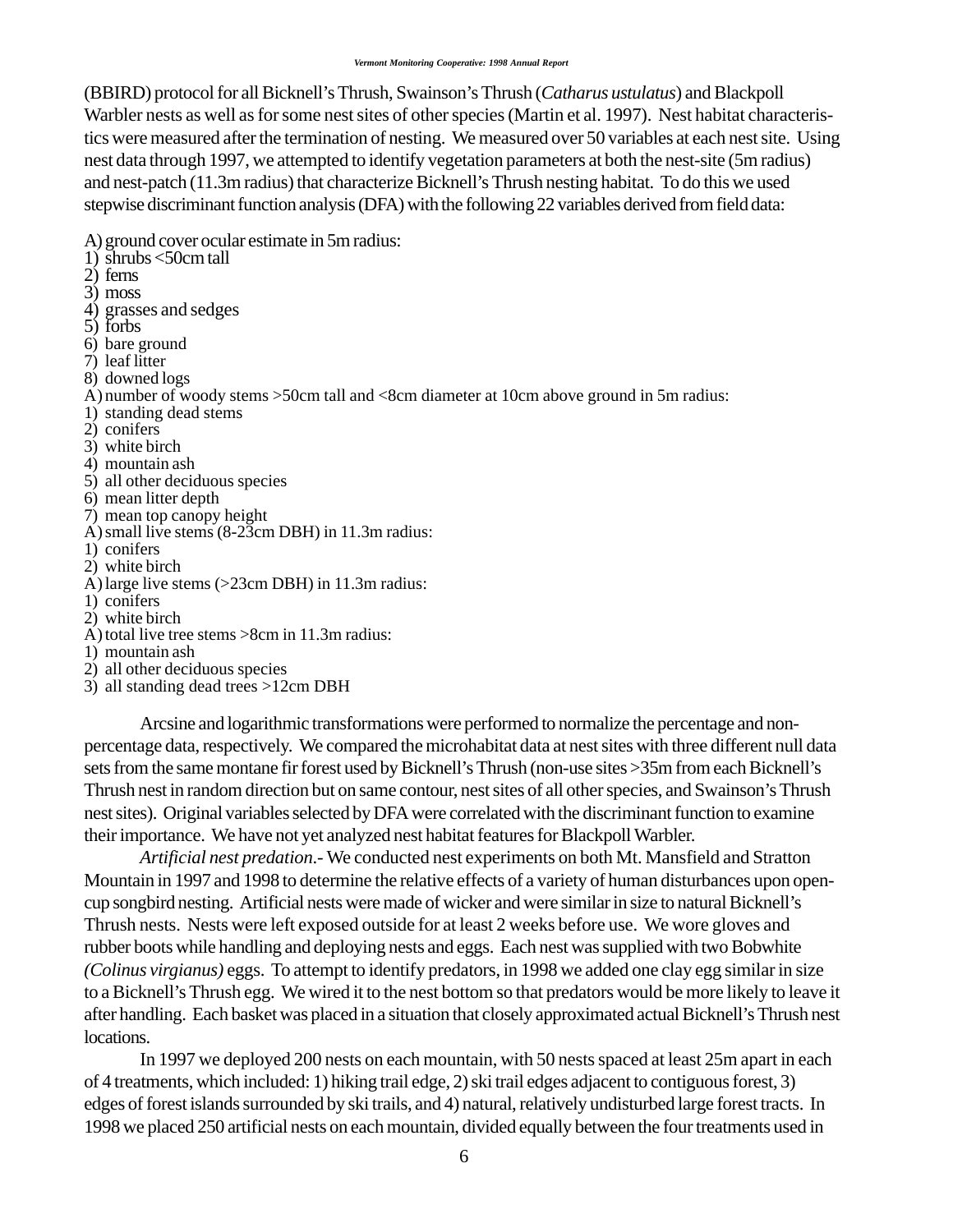(BBIRD) protocol for all Bicknell's Thrush, Swainson's Thrush (*Catharus ustulatus*) and Blackpoll Warbler nests as well as for some nest sites of other species (Martin et al. 1997). Nest habitat characteristics were measured after the termination of nesting. We measured over 50 variables at each nest site. Using nest data through 1997, we attempted to identify vegetation parameters at both the nest-site (5m radius) and nest-patch (11.3m radius) that characterize Bicknell's Thrush nesting habitat. To do this we used stepwise discriminant function analysis (DFA) with the following 22 variables derived from field data:

A) ground cover ocular estimate in 5m radius:
1) shrubs <50cm tall
2) ferns
3) moss
4) grasses and sedges
5) forbs
6) bare ground
7) leaf litter
8) downed logs

A) number of woody stems >50cm tall and <8cm diameter at 10cm above ground in 5m radius:
1) standing dead stems
2) conifers
3) white birch
4) mountain ash
5) all other deciduous species
6) mean litter depth
7) mean top canopy height

A) small live stems (8-23cm DBH) in 11.3m radius:
1) conifers
2) white birch

A) large live stems (>23cm DBH) in 11.3m radius:
1) conifers
2) white birch

A) total live tree stems >8cm in 11.3m radius:
1) mountain ash
2) all other deciduous species
3) all standing dead trees >12cm DBH

Arcsine and logarithmic transformations were performed to normalize the percentage and non-percentage data, respectively. We compared the microhabitat data at nest sites with three different null data sets from the same montane fir forest used by Bicknell's Thrush (non-use sites >35m from each Bicknell's Thrush nest in random direction but on same contour, nest sites of all other species, and Swainson's Thrush nest sites). Original variables selected by DFA were correlated with the discriminant function to examine their importance. We have not yet analyzed nest habitat features for Blackpoll Warbler.

*Artificial nest predation*.- We conducted nest experiments on both Mt. Mansfield and Stratton Mountain in 1997 and 1998 to determine the relative effects of a variety of human disturbances upon open-cup songbird nesting. Artificial nests were made of wicker and were similar in size to natural Bicknell's Thrush nests. Nests were left exposed outside for at least 2 weeks before use. We wore gloves and rubber boots while handling and deploying nests and eggs. Each nest was supplied with two Bobwhite *(Colinus virgianus)* eggs. To attempt to identify predators, in 1998 we added one clay egg similar in size to a Bicknell's Thrush egg. We wired it to the nest bottom so that predators would be more likely to leave it after handling. Each basket was placed in a situation that closely approximated actual Bicknell's Thrush nest locations.

In 1997 we deployed 200 nests on each mountain, with 50 nests spaced at least 25m apart in each of 4 treatments, which included: 1) hiking trail edge, 2) ski trail edges adjacent to contiguous forest, 3) edges of forest islands surrounded by ski trails, and 4) natural, relatively undisturbed large forest tracts. In 1998 we placed 250 artificial nests on each mountain, divided equally between the four treatments used in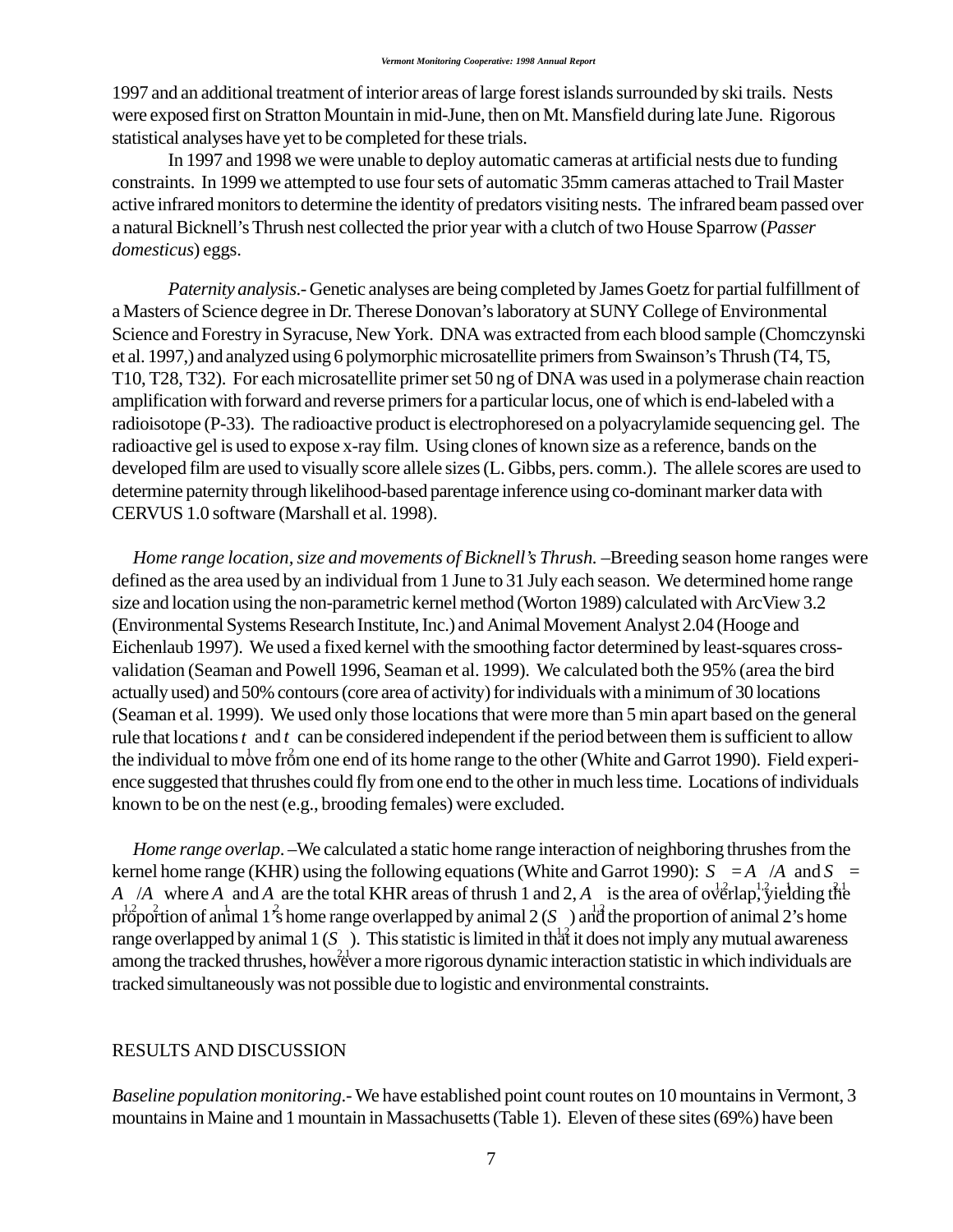1997 and an additional treatment of interior areas of large forest islands surrounded by ski trails. Nests were exposed first on Stratton Mountain in mid-June, then on Mt. Mansfield during late June. Rigorous statistical analyses have yet to be completed for these trials.

In 1997 and 1998 we were unable to deploy automatic cameras at artificial nests due to funding constraints. In 1999 we attempted to use four sets of automatic 35mm cameras attached to Trail Master active infrared monitors to determine the identity of predators visiting nests. The infrared beam passed over a natural Bicknell's Thrush nest collected the prior year with a clutch of two House Sparrow (*Passer domesticus*) eggs.

*Paternity analysis*.- Genetic analyses are being completed by James Goetz for partial fulfillment of a Masters of Science degree in Dr. Therese Donovan's laboratory at SUNY College of Environmental Science and Forestry in Syracuse, New York. DNA was extracted from each blood sample (Chomczynski et al. 1997,) and analyzed using 6 polymorphic microsatellite primers from Swainson's Thrush (T4, T5, T10, T28, T32). For each microsatellite primer set 50 ng of DNA was used in a polymerase chain reaction amplification with forward and reverse primers for a particular locus, one of which is end-labeled with a radioisotope (P-33). The radioactive product is electrophoresed on a polyacrylamide sequencing gel. The radioactive gel is used to expose x-ray film. Using clones of known size as a reference, bands on the developed film are used to visually score allele sizes (L. Gibbs, pers. comm.). The allele scores are used to determine paternity through likelihood-based parentage inference using co-dominant marker data with CERVUS 1.0 software (Marshall et al. 1998).

*Home range location, size and movements of Bicknell's Thrush.* –Breeding season home ranges were defined as the area used by an individual from 1 June to 31 July each season. We determined home range size and location using the non-parametric kernel method (Worton 1989) calculated with ArcView 3.2 (Environmental Systems Research Institute, Inc.) and Animal Movement Analyst 2.04 (Hooge and Eichenlaub 1997). We used a fixed kernel with the smoothing factor determined by least-squares cross-validation (Seaman and Powell 1996, Seaman et al. 1999). We calculated both the 95% (area the bird actually used) and 50% contours (core area of activity) for individuals with a minimum of 30 locations (Seaman et al. 1999). We used only those locations that were more than 5 min apart based on the general rule that locations $t_1$ and $t_2$ can be considered independent if the period between them is sufficient to allow the individual to move from one end of its home range to the other (White and Garrot 1990). Field experience suggested that thrushes could fly from one end to the other in much less time. Locations of individuals known to be on the nest (e.g., brooding females) were excluded.

*Home range overlap*. –We calculated a static home range interaction of neighboring thrushes from the kernel home range (KHR) using the following equations (White and Garrot 1990): $S_{1,2} = A_{1,2}/A_1$ and $S_{2,1} = A_{1,2}/A_2$ where $A_1$ and $A_2$ are the total KHR areas of thrush 1 and 2, $A_{1,2}$ is the area of overlap, yielding the proportion of animal 1's home range overlapped by animal 2 ($S_{1,2}$) and the proportion of animal 2's home range overlapped by animal 1 ($S_{2,1}$). This statistic is limited in that it does not imply any mutual awareness among the tracked thrushes, however a more rigorous dynamic interaction statistic in which individuals are tracked simultaneously was not possible due to logistic and environmental constraints.

## RESULTS AND DISCUSSION

*Baseline population monitoring*.- We have established point count routes on 10 mountains in Vermont, 3 mountains in Maine and 1 mountain in Massachusetts (Table 1). Eleven of these sites (69%) have been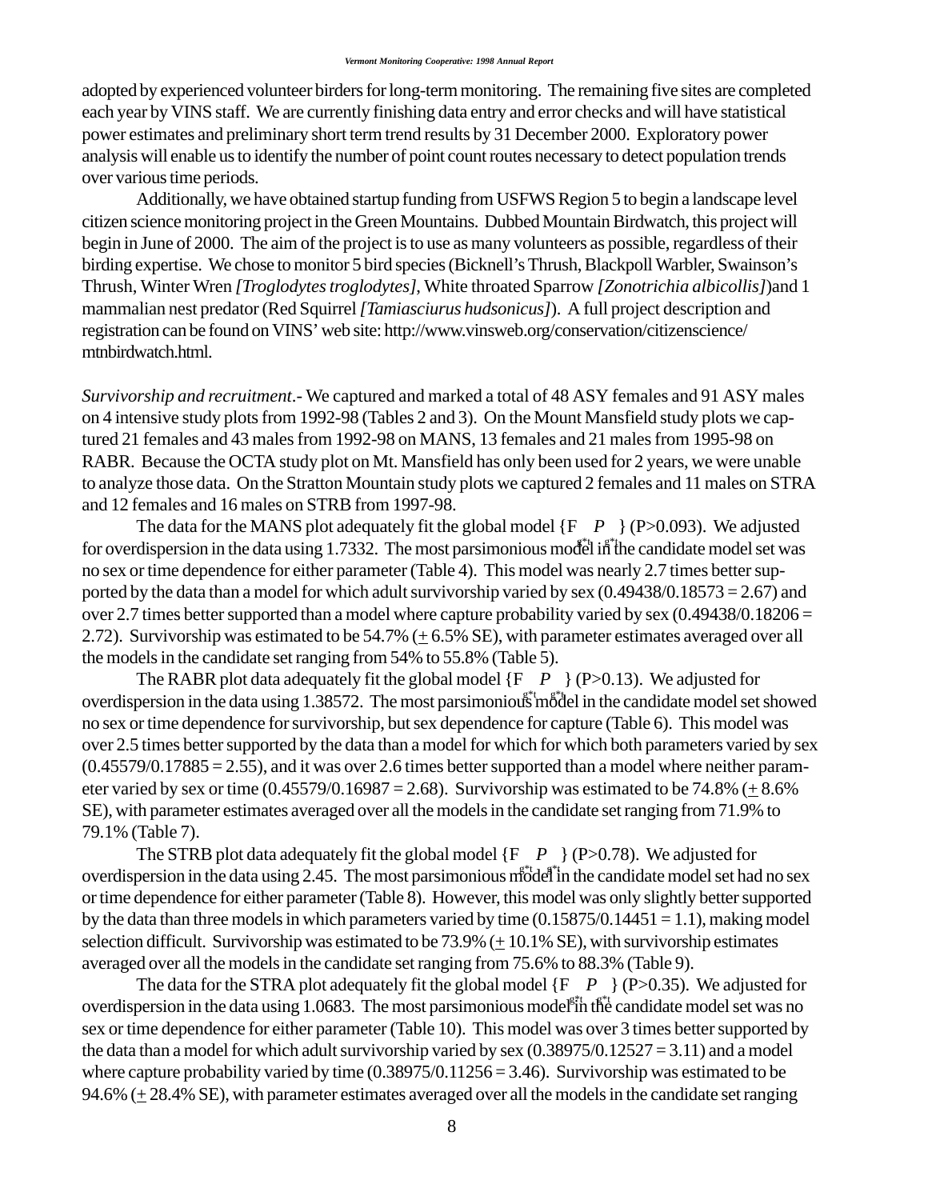adopted by experienced volunteer birders for long-term monitoring. The remaining five sites are completed each year by VINS staff. We are currently finishing data entry and error checks and will have statistical power estimates and preliminary short term trend results by 31 December 2000. Exploratory power analysis will enable us to identify the number of point count routes necessary to detect population trends over various time periods.

Additionally, we have obtained startup funding from USFWS Region 5 to begin a landscape level citizen science monitoring project in the Green Mountains. Dubbed Mountain Birdwatch, this project will begin in June of 2000. The aim of the project is to use as many volunteers as possible, regardless of their birding expertise. We chose to monitor 5 bird species (Bicknell's Thrush, Blackpoll Warbler, Swainson's Thrush, Winter Wren *[Troglodytes troglodytes]*, White throated Sparrow *[Zonotrichia albicollis]*)and 1 mammalian nest predator (Red Squirrel *[Tamiasciurus hudsonicus]*). A full project description and registration can be found on VINS' web site: http://www.vinsweb.org/conservation/citizenscience/mtnbirdwatch.html.

*Survivorship and recruitment*.- We captured and marked a total of 48 ASY females and 91 ASY males on 4 intensive study plots from 1992-98 (Tables 2 and 3). On the Mount Mansfield study plots we captured 21 females and 43 males from 1992-98 on MANS, 13 females and 21 males from 1995-98 on RABR. Because the OCTA study plot on Mt. Mansfield has only been used for 2 years, we were unable to analyze those data. On the Stratton Mountain study plots we captured 2 females and 11 males on STRA and 12 females and 16 males on STRB from 1997-98.

The data for the MANS plot adequately fit the global model {$\Phi_{g*t}$ $P_{g*t}$} (P>0.093). We adjusted for overdispersion in the data using 1.7332. The most parsimonious model in the candidate model set was no sex or time dependence for either parameter (Table 4). This model was nearly 2.7 times better supported by the data than a model for which adult survivorship varied by sex (0.49438/0.18573 = 2.67) and over 2.7 times better supported than a model where capture probability varied by sex (0.49438/0.18206 = 2.72). Survivorship was estimated to be 54.7% (± 6.5% SE), with parameter estimates averaged over all the models in the candidate set ranging from 54% to 55.8% (Table 5).

The RABR plot data adequately fit the global model {$\Phi_{g*t}$ $P_{g*t}$} (P>0.13). We adjusted for overdispersion in the data using 1.38572. The most parsimonious model in the candidate model set showed no sex or time dependence for survivorship, but sex dependence for capture (Table 6). This model was over 2.5 times better supported by the data than a model for which for which both parameters varied by sex (0.45579/0.17885 = 2.55), and it was over 2.6 times better supported than a model where neither parameter varied by sex or time (0.45579/0.16987 = 2.68). Survivorship was estimated to be 74.8% (± 8.6% SE), with parameter estimates averaged over all the models in the candidate set ranging from 71.9% to 79.1% (Table 7).

The STRB plot data adequately fit the global model {$\Phi_{g*t}$ $P_{g*t}$} (P>0.78). We adjusted for overdispersion in the data using 2.45. The most parsimonious model in the candidate model set had no sex or time dependence for either parameter (Table 8). However, this model was only slightly better supported by the data than three models in which parameters varied by time (0.15875/0.14451 = 1.1), making model selection difficult. Survivorship was estimated to be 73.9% (± 10.1% SE), with survivorship estimates averaged over all the models in the candidate set ranging from 75.6% to 88.3% (Table 9).

The data for the STRA plot adequately fit the global model {$\Phi_{g*t}$ $P_{g*t}$} (P>0.35). We adjusted for overdispersion in the data using 1.0683. The most parsimonious model in the candidate model set was no sex or time dependence for either parameter (Table 10). This model was over 3 times better supported by the data than a model for which adult survivorship varied by sex (0.38975/0.12527 = 3.11) and a model where capture probability varied by time (0.38975/0.11256 = 3.46). Survivorship was estimated to be 94.6% (± 28.4% SE), with parameter estimates averaged over all the models in the candidate set ranging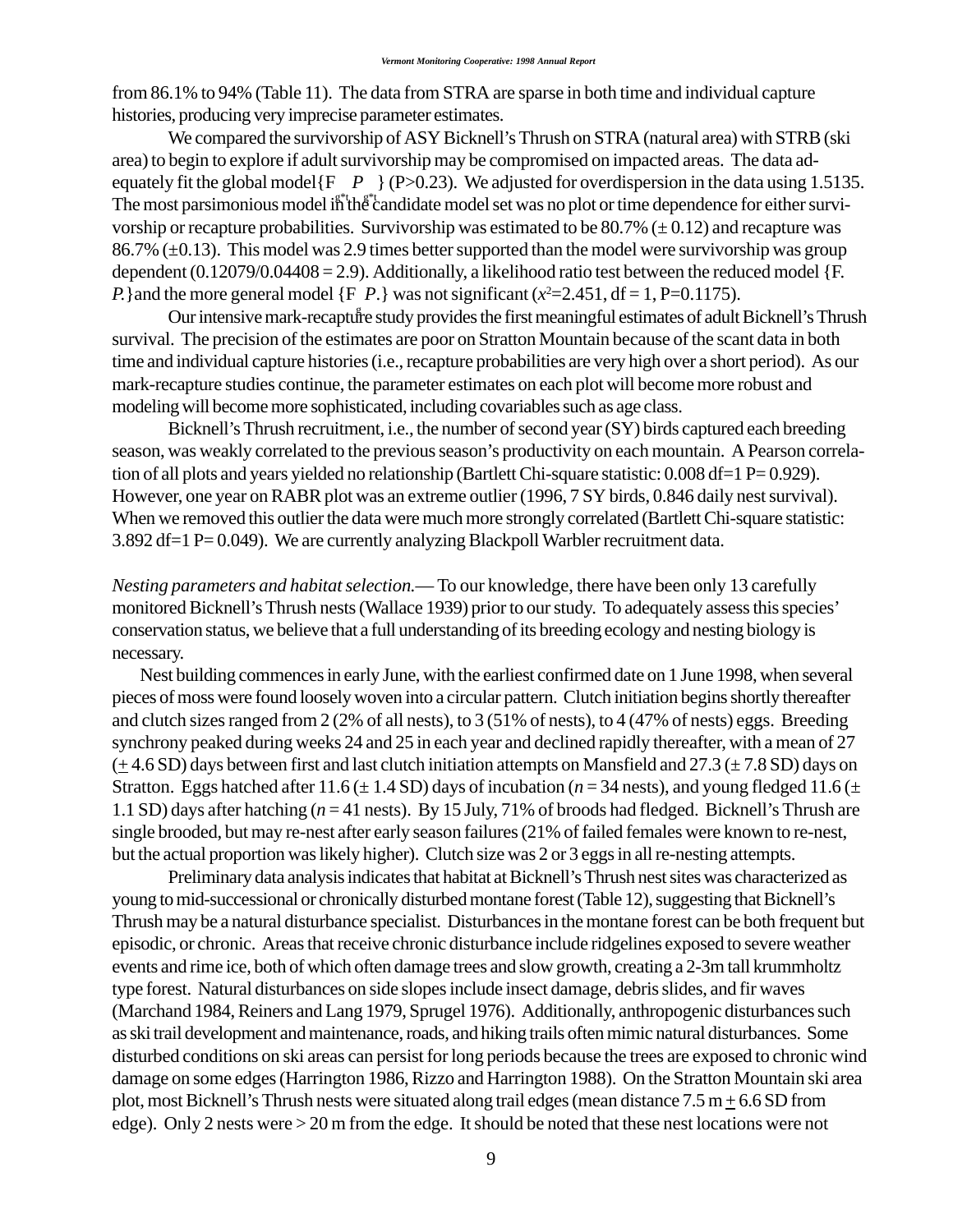from 86.1% to 94% (Table 11). The data from STRA are sparse in both time and individual capture histories, producing very imprecise parameter estimates.

We compared the survivorship of ASY Bicknell's Thrush on STRA (natural area) with STRB (ski area) to begin to explore if adult survivorship may be compromised on impacted areas. The data adequately fit the global model{$F_{g*t}$ $P_{g*t}$} (P>0.23). We adjusted for overdispersion in the data using 1.5135. The most parsimonious model in the candidate model set was no plot or time dependence for either survivorship or recapture probabilities. Survivorship was estimated to be 80.7% (± 0.12) and recapture was 86.7% (±0.13). This model was 2.9 times better supported than the model were survivorship was group dependent (0.12079/0.04408 = 2.9). Additionally, a likelihood ratio test between the reduced model {F. P.}and the more general model {$F_g$ P.} was not significant ($x^2$=2.451, df = 1, P=0.1175).

Our intensive mark-recapture study provides the first meaningful estimates of adult Bicknell's Thrush survival. The precision of the estimates are poor on Stratton Mountain because of the scant data in both time and individual capture histories (i.e., recapture probabilities are very high over a short period). As our mark-recapture studies continue, the parameter estimates on each plot will become more robust and modeling will become more sophisticated, including covariables such as age class.

Bicknell's Thrush recruitment, i.e., the number of second year (SY) birds captured each breeding season, was weakly correlated to the previous season's productivity on each mountain. A Pearson correlation of all plots and years yielded no relationship (Bartlett Chi-square statistic: 0.008 df=1 P= 0.929). However, one year on RABR plot was an extreme outlier (1996, 7 SY birds, 0.846 daily nest survival). When we removed this outlier the data were much more strongly correlated (Bartlett Chi-square statistic: 3.892 df=1 P= 0.049). We are currently analyzing Blackpoll Warbler recruitment data.

*Nesting parameters and habitat selection.*— To our knowledge, there have been only 13 carefully monitored Bicknell's Thrush nests (Wallace 1939) prior to our study. To adequately assess this species' conservation status, we believe that a full understanding of its breeding ecology and nesting biology is necessary.

Nest building commences in early June, with the earliest confirmed date on 1 June 1998, when several pieces of moss were found loosely woven into a circular pattern. Clutch initiation begins shortly thereafter and clutch sizes ranged from 2 (2% of all nests), to 3 (51% of nests), to 4 (47% of nests) eggs. Breeding synchrony peaked during weeks 24 and 25 in each year and declined rapidly thereafter, with a mean of 27 (± 4.6 SD) days between first and last clutch initiation attempts on Mansfield and 27.3 (± 7.8 SD) days on Stratton. Eggs hatched after 11.6 (± 1.4 SD) days of incubation (*n* = 34 nests), and young fledged 11.6 (± 1.1 SD) days after hatching (*n* = 41 nests). By 15 July, 71% of broods had fledged. Bicknell's Thrush are single brooded, but may re-nest after early season failures (21% of failed females were known to re-nest, but the actual proportion was likely higher). Clutch size was 2 or 3 eggs in all re-nesting attempts.

Preliminary data analysis indicates that habitat at Bicknell's Thrush nest sites was characterized as young to mid-successional or chronically disturbed montane forest (Table 12), suggesting that Bicknell's Thrush may be a natural disturbance specialist. Disturbances in the montane forest can be both frequent but episodic, or chronic. Areas that receive chronic disturbance include ridgelines exposed to severe weather events and rime ice, both of which often damage trees and slow growth, creating a 2-3m tall krummholtz type forest. Natural disturbances on side slopes include insect damage, debris slides, and fir waves (Marchand 1984, Reiners and Lang 1979, Sprugel 1976). Additionally, anthropogenic disturbances such as ski trail development and maintenance, roads, and hiking trails often mimic natural disturbances. Some disturbed conditions on ski areas can persist for long periods because the trees are exposed to chronic wind damage on some edges (Harrington 1986, Rizzo and Harrington 1988). On the Stratton Mountain ski area plot, most Bicknell's Thrush nests were situated along trail edges (mean distance 7.5 m ± 6.6 SD from edge). Only 2 nests were > 20 m from the edge. It should be noted that these nest locations were not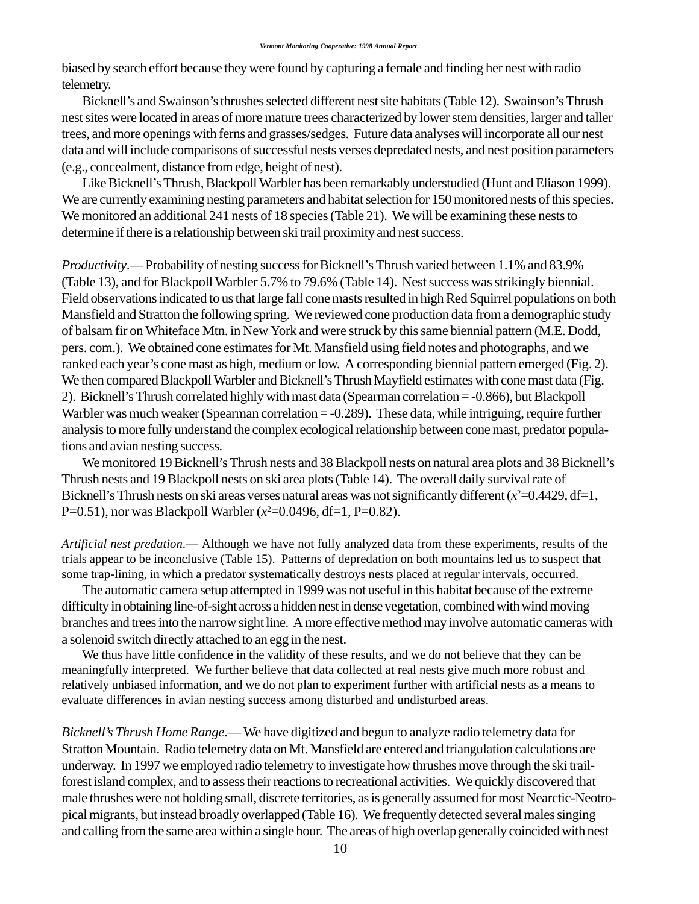biased by search effort because they were found by capturing a female and finding her nest with radio telemetry.

Bicknell's and Swainson's thrushes selected different nest site habitats (Table 12). Swainson's Thrush nest sites were located in areas of more mature trees characterized by lower stem densities, larger and taller trees, and more openings with ferns and grasses/sedges. Future data analyses will incorporate all our nest data and will include comparisons of successful nests verses depredated nests, and nest position parameters (e.g., concealment, distance from edge, height of nest).

Like Bicknell's Thrush, Blackpoll Warbler has been remarkably understudied (Hunt and Eliason 1999). We are currently examining nesting parameters and habitat selection for 150 monitored nests of this species. We monitored an additional 241 nests of 18 species (Table 21). We will be examining these nests to determine if there is a relationship between ski trail proximity and nest success.

*Productivity*.— Probability of nesting success for Bicknell's Thrush varied between 1.1% and 83.9% (Table 13), and for Blackpoll Warbler 5.7% to 79.6% (Table 14). Nest success was strikingly biennial. Field observations indicated to us that large fall cone masts resulted in high Red Squirrel populations on both Mansfield and Stratton the following spring. We reviewed cone production data from a demographic study of balsam fir on Whiteface Mtn. in New York and were struck by this same biennial pattern (M.E. Dodd, pers. com.). We obtained cone estimates for Mt. Mansfield using field notes and photographs, and we ranked each year's cone mast as high, medium or low. A corresponding biennial pattern emerged (Fig. 2). We then compared Blackpoll Warbler and Bicknell's Thrush Mayfield estimates with cone mast data (Fig. 2). Bicknell's Thrush correlated highly with mast data (Spearman correlation = -0.866), but Blackpoll Warbler was much weaker (Spearman correlation = -0.289). These data, while intriguing, require further analysis to more fully understand the complex ecological relationship between cone mast, predator populations and avian nesting success.

We monitored 19 Bicknell's Thrush nests and 38 Blackpoll nests on natural area plots and 38 Bicknell's Thrush nests and 19 Blackpoll nests on ski area plots (Table 14). The overall daily survival rate of Bicknell's Thrush nests on ski areas verses natural areas was not significantly different ($x^2$=0.4429, df=1, P=0.51), nor was Blackpoll Warbler ($x^2$=0.0496, df=1, P=0.82).

*Artificial nest predation*.— Although we have not fully analyzed data from these experiments, results of the trials appear to be inconclusive (Table 15). Patterns of depredation on both mountains led us to suspect that some trap-lining, in which a predator systematically destroys nests placed at regular intervals, occurred.

The automatic camera setup attempted in 1999 was not useful in this habitat because of the extreme difficulty in obtaining line-of-sight across a hidden nest in dense vegetation, combined with wind moving branches and trees into the narrow sight line. A more effective method may involve automatic cameras with a solenoid switch directly attached to an egg in the nest.

We thus have little confidence in the validity of these results, and we do not believe that they can be meaningfully interpreted. We further believe that data collected at real nests give much more robust and relatively unbiased information, and we do not plan to experiment further with artificial nests as a means to evaluate differences in avian nesting success among disturbed and undisturbed areas.

*Bicknell's Thrush Home Range*.— We have digitized and begun to analyze radio telemetry data for Stratton Mountain. Radio telemetry data on Mt. Mansfield are entered and triangulation calculations are underway. In 1997 we employed radio telemetry to investigate how thrushes move through the ski trail-forest island complex, and to assess their reactions to recreational activities. We quickly discovered that male thrushes were not holding small, discrete territories, as is generally assumed for most Nearctic-Neotropical migrants, but instead broadly overlapped (Table 16). We frequently detected several males singing and calling from the same area within a single hour. The areas of high overlap generally coincided with nest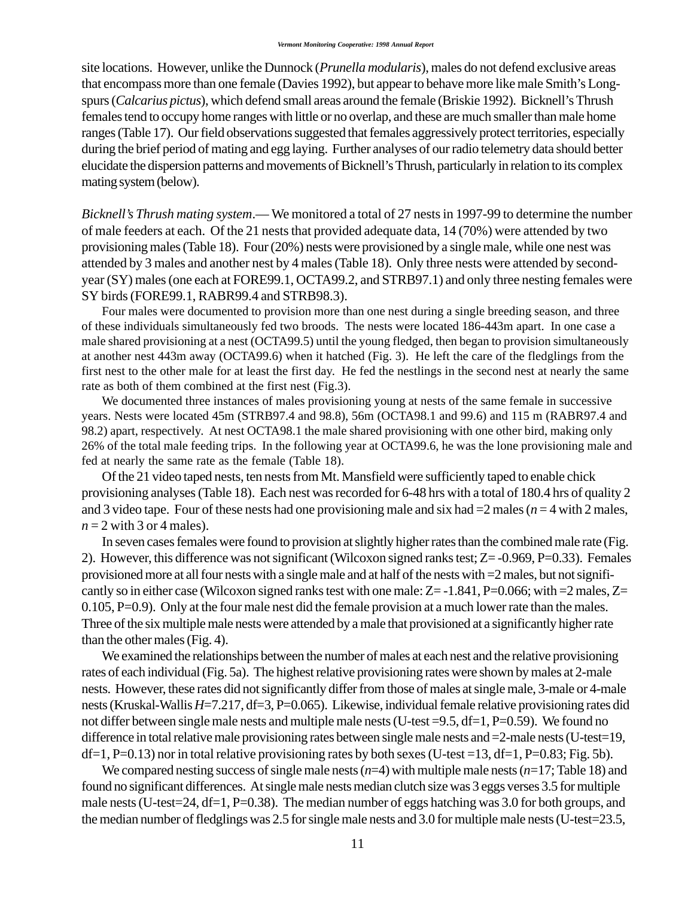site locations. However, unlike the Dunnock (*Prunella modularis*), males do not defend exclusive areas that encompass more than one female (Davies 1992), but appear to behave more like male Smith's Longspurs (*Calcarius pictus*), which defend small areas around the female (Briskie 1992). Bicknell's Thrush females tend to occupy home ranges with little or no overlap, and these are much smaller than male home ranges (Table 17). Our field observations suggested that females aggressively protect territories, especially during the brief period of mating and egg laying. Further analyses of our radio telemetry data should better elucidate the dispersion patterns and movements of Bicknell's Thrush, particularly in relation to its complex mating system (below).

*Bicknell's Thrush mating system*.— We monitored a total of 27 nests in 1997-99 to determine the number of male feeders at each. Of the 21 nests that provided adequate data, 14 (70%) were attended by two provisioning males (Table 18). Four (20%) nests were provisioned by a single male, while one nest was attended by 3 males and another nest by 4 males (Table 18). Only three nests were attended by second-year (SY) males (one each at FORE99.1, OCTA99.2, and STRB97.1) and only three nesting females were SY birds (FORE99.1, RABR99.4 and STRB98.3).

Four males were documented to provision more than one nest during a single breeding season, and three of these individuals simultaneously fed two broods. The nests were located 186-443m apart. In one case a male shared provisioning at a nest (OCTA99.5) until the young fledged, then began to provision simultaneously at another nest 443m away (OCTA99.6) when it hatched (Fig. 3). He left the care of the fledglings from the first nest to the other male for at least the first day. He fed the nestlings in the second nest at nearly the same rate as both of them combined at the first nest (Fig.3).

We documented three instances of males provisioning young at nests of the same female in successive years. Nests were located 45m (STRB97.4 and 98.8), 56m (OCTA98.1 and 99.6) and 115 m (RABR97.4 and 98.2) apart, respectively. At nest OCTA98.1 the male shared provisioning with one other bird, making only 26% of the total male feeding trips. In the following year at OCTA99.6, he was the lone provisioning male and fed at nearly the same rate as the female (Table 18).

Of the 21 video taped nests, ten nests from Mt. Mansfield were sufficiently taped to enable chick provisioning analyses (Table 18). Each nest was recorded for 6-48 hrs with a total of 180.4 hrs of quality 2 and 3 video tape. Four of these nests had one provisioning male and six had =2 males ($n$ = 4 with 2 males, $n$ = 2 with 3 or 4 males).

In seven cases females were found to provision at slightly higher rates than the combined male rate (Fig. 2). However, this difference was not significant (Wilcoxon signed ranks test; Z= -0.969, P=0.33). Females provisioned more at all four nests with a single male and at half of the nests with =2 males, but not significantly so in either case (Wilcoxon signed ranks test with one male: Z= -1.841, P=0.066; with =2 males, Z= 0.105, P=0.9). Only at the four male nest did the female provision at a much lower rate than the males. Three of the six multiple male nests were attended by a male that provisioned at a significantly higher rate than the other males (Fig. 4).

We examined the relationships between the number of males at each nest and the relative provisioning rates of each individual (Fig. 5a). The highest relative provisioning rates were shown by males at 2-male nests. However, these rates did not significantly differ from those of males at single male, 3-male or 4-male nests (Kruskal-Wallis *H*=7.217, df=3, P=0.065). Likewise, individual female relative provisioning rates did not differ between single male nests and multiple male nests (U-test =9.5, df=1, P=0.59). We found no difference in total relative male provisioning rates between single male nests and =2-male nests (U-test=19, df=1, P=0.13) nor in total relative provisioning rates by both sexes (U-test =13, df=1, P=0.83; Fig. 5b).

We compared nesting success of single male nests ($n$=4) with multiple male nests ($n$=17; Table 18) and found no significant differences. At single male nests median clutch size was 3 eggs verses 3.5 for multiple male nests (U-test=24, df=1, P=0.38). The median number of eggs hatching was 3.0 for both groups, and the median number of fledglings was 2.5 for single male nests and 3.0 for multiple male nests (U-test=23.5,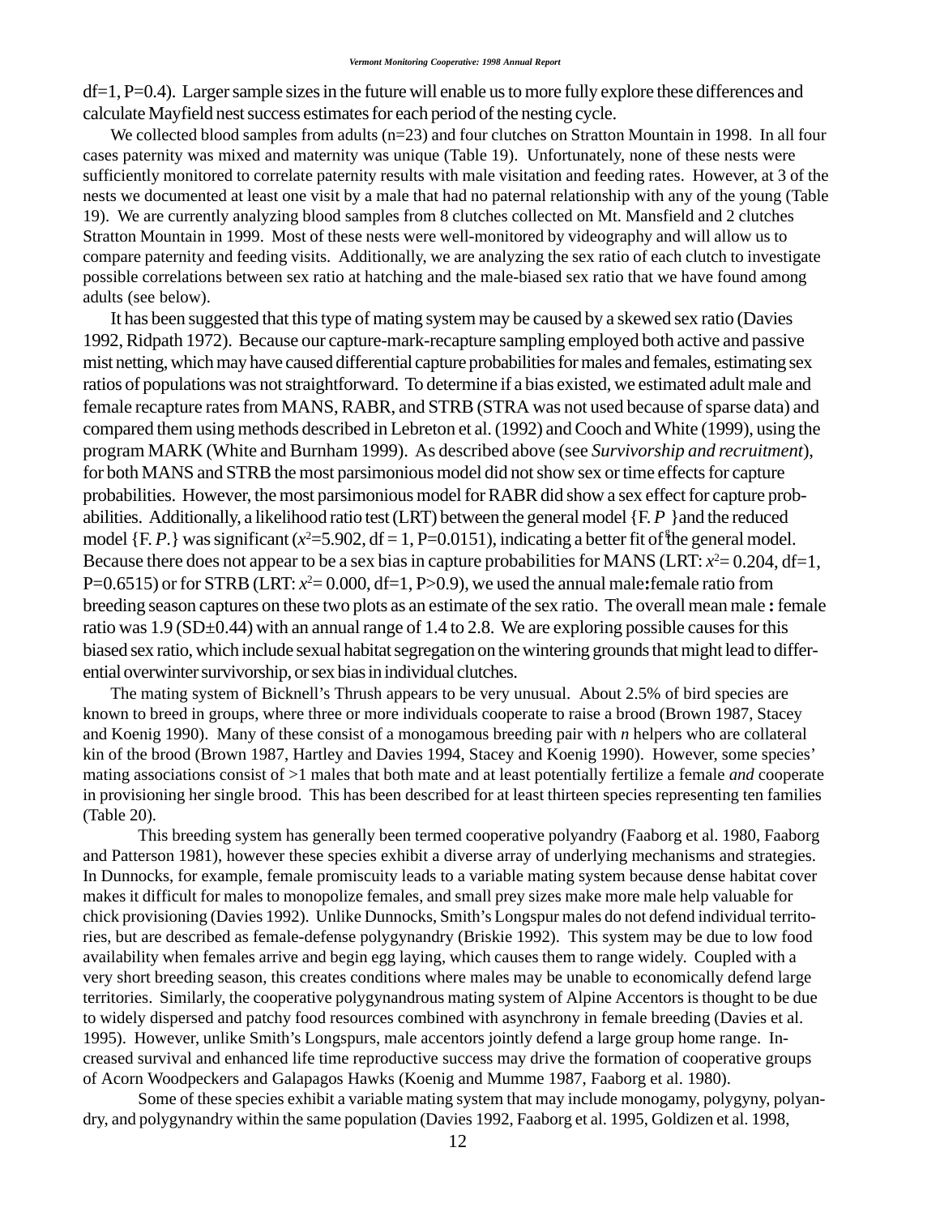df=1, P=0.4). Larger sample sizes in the future will enable us to more fully explore these differences and calculate Mayfield nest success estimates for each period of the nesting cycle.

We collected blood samples from adults (n=23) and four clutches on Stratton Mountain in 1998. In all four cases paternity was mixed and maternity was unique (Table 19). Unfortunately, none of these nests were sufficiently monitored to correlate paternity results with male visitation and feeding rates. However, at 3 of the nests we documented at least one visit by a male that had no paternal relationship with any of the young (Table 19). We are currently analyzing blood samples from 8 clutches collected on Mt. Mansfield and 2 clutches Stratton Mountain in 1999. Most of these nests were well-monitored by videography and will allow us to compare paternity and feeding visits. Additionally, we are analyzing the sex ratio of each clutch to investigate possible correlations between sex ratio at hatching and the male-biased sex ratio that we have found among adults (see below).

It has been suggested that this type of mating system may be caused by a skewed sex ratio (Davies 1992, Ridpath 1972). Because our capture-mark-recapture sampling employed both active and passive mist netting, which may have caused differential capture probabilities for males and females, estimating sex ratios of populations was not straightforward. To determine if a bias existed, we estimated adult male and female recapture rates from MANS, RABR, and STRB (STRA was not used because of sparse data) and compared them using methods described in Lebreton et al. (1992) and Cooch and White (1999), using the program MARK (White and Burnham 1999). As described above (see *Survivorship and recruitment*), for both MANS and STRB the most parsimonious model did not show sex or time effects for capture probabilities. However, the most parsimonious model for RABR did show a sex effect for capture probabilities. Additionally, a likelihood ratio test (LRT) between the general model {F. $P_g$} and the reduced model {F. $P$.} was significant ($x^2$=5.902, df = 1, P=0.0151), indicating a better fit of the general model. Because there does not appear to be a sex bias in capture probabilities for MANS (LRT: $x^2$= 0.204, df=1, P=0.6515) or for STRB (LRT: $x^2$= 0.000, df=1, P>0.9), we used the annual male**:**female ratio from breeding season captures on these two plots as an estimate of the sex ratio. The overall mean male **:** female ratio was 1.9 (SD±0.44) with an annual range of 1.4 to 2.8. We are exploring possible causes for this biased sex ratio, which include sexual habitat segregation on the wintering grounds that might lead to differential overwinter survivorship, or sex bias in individual clutches.

The mating system of Bicknell's Thrush appears to be very unusual. About 2.5% of bird species are known to breed in groups, where three or more individuals cooperate to raise a brood (Brown 1987, Stacey and Koenig 1990). Many of these consist of a monogamous breeding pair with *n* helpers who are collateral kin of the brood (Brown 1987, Hartley and Davies 1994, Stacey and Koenig 1990). However, some species' mating associations consist of >1 males that both mate and at least potentially fertilize a female *and* cooperate in provisioning her single brood. This has been described for at least thirteen species representing ten families (Table 20).

This breeding system has generally been termed cooperative polyandry (Faaborg et al. 1980, Faaborg and Patterson 1981), however these species exhibit a diverse array of underlying mechanisms and strategies. In Dunnocks, for example, female promiscuity leads to a variable mating system because dense habitat cover makes it difficult for males to monopolize females, and small prey sizes make more male help valuable for chick provisioning (Davies 1992). Unlike Dunnocks, Smith's Longspur males do not defend individual territories, but are described as female-defense polygynandry (Briskie 1992). This system may be due to low food availability when females arrive and begin egg laying, which causes them to range widely. Coupled with a very short breeding season, this creates conditions where males may be unable to economically defend large territories. Similarly, the cooperative polygynandrous mating system of Alpine Accentors is thought to be due to widely dispersed and patchy food resources combined with asynchrony in female breeding (Davies et al. 1995). However, unlike Smith's Longspurs, male accentors jointly defend a large group home range. Increased survival and enhanced life time reproductive success may drive the formation of cooperative groups of Acorn Woodpeckers and Galapagos Hawks (Koenig and Mumme 1987, Faaborg et al. 1980).

Some of these species exhibit a variable mating system that may include monogamy, polygyny, polyandry, and polygynandry within the same population (Davies 1992, Faaborg et al. 1995, Goldizen et al. 1998,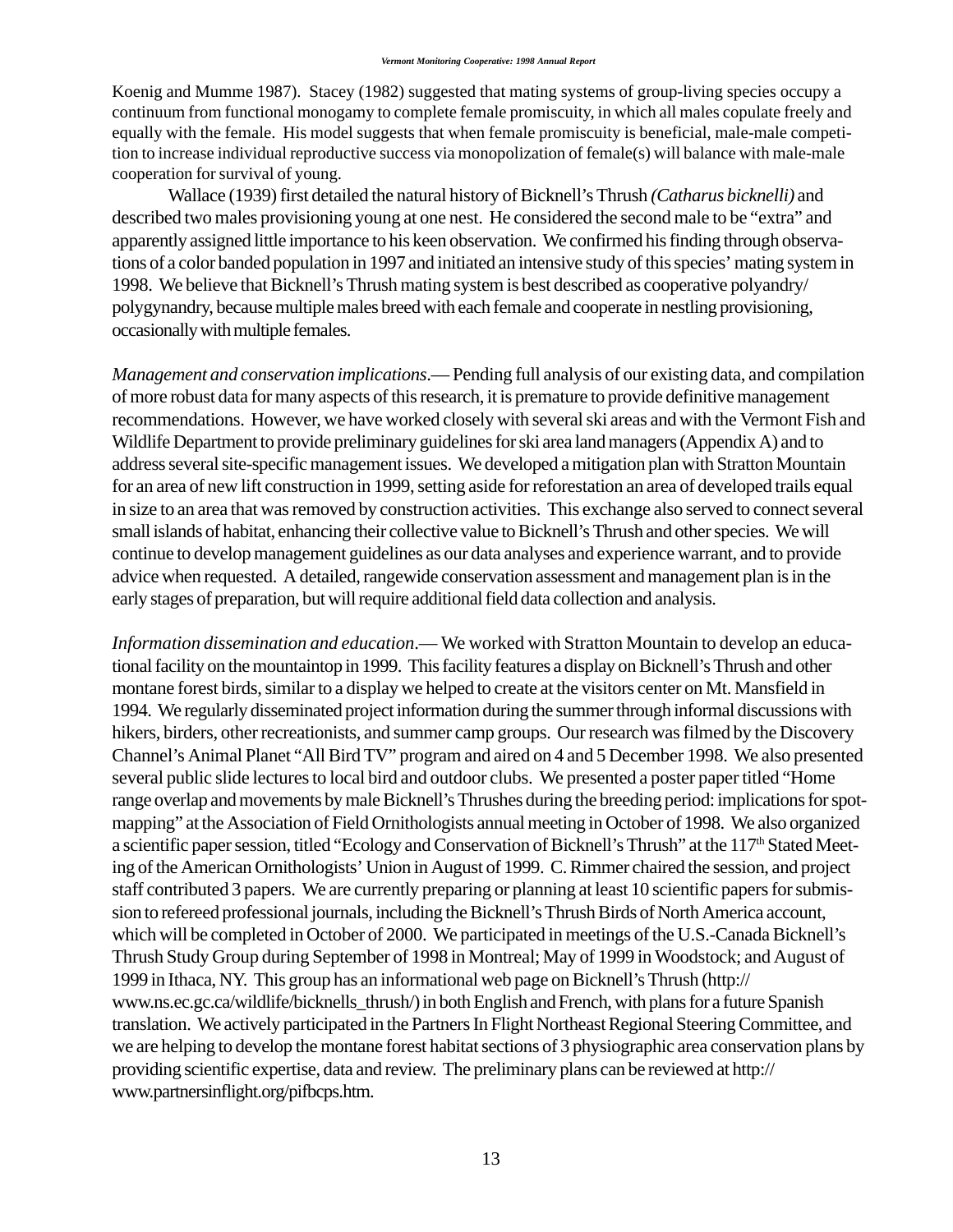Koenig and Mumme 1987). Stacey (1982) suggested that mating systems of group-living species occupy a continuum from functional monogamy to complete female promiscuity, in which all males copulate freely and equally with the female. His model suggests that when female promiscuity is beneficial, male-male competition to increase individual reproductive success via monopolization of female(s) will balance with male-male cooperation for survival of young.

Wallace (1939) first detailed the natural history of Bicknell's Thrush *(Catharus bicknelli)* and described two males provisioning young at one nest. He considered the second male to be "extra" and apparently assigned little importance to his keen observation. We confirmed his finding through observations of a color banded population in 1997 and initiated an intensive study of this species' mating system in 1998. We believe that Bicknell's Thrush mating system is best described as cooperative polyandry/polygynandry, because multiple males breed with each female and cooperate in nestling provisioning, occasionally with multiple females.

*Management and conservation implications*.— Pending full analysis of our existing data, and compilation of more robust data for many aspects of this research, it is premature to provide definitive management recommendations. However, we have worked closely with several ski areas and with the Vermont Fish and Wildlife Department to provide preliminary guidelines for ski area land managers (Appendix A) and to address several site-specific management issues. We developed a mitigation plan with Stratton Mountain for an area of new lift construction in 1999, setting aside for reforestation an area of developed trails equal in size to an area that was removed by construction activities. This exchange also served to connect several small islands of habitat, enhancing their collective value to Bicknell's Thrush and other species. We will continue to develop management guidelines as our data analyses and experience warrant, and to provide advice when requested. A detailed, rangewide conservation assessment and management plan is in the early stages of preparation, but will require additional field data collection and analysis.

*Information dissemination and education*.— We worked with Stratton Mountain to develop an educational facility on the mountaintop in 1999. This facility features a display on Bicknell's Thrush and other montane forest birds, similar to a display we helped to create at the visitors center on Mt. Mansfield in 1994. We regularly disseminated project information during the summer through informal discussions with hikers, birders, other recreationists, and summer camp groups. Our research was filmed by the Discovery Channel's Animal Planet "All Bird TV" program and aired on 4 and 5 December 1998. We also presented several public slide lectures to local bird and outdoor clubs. We presented a poster paper titled "Home range overlap and movements by male Bicknell's Thrushes during the breeding period: implications for spot-mapping" at the Association of Field Ornithologists annual meeting in October of 1998. We also organized a scientific paper session, titled "Ecology and Conservation of Bicknell's Thrush" at the 117th Stated Meeting of the American Ornithologists' Union in August of 1999. C. Rimmer chaired the session, and project staff contributed 3 papers. We are currently preparing or planning at least 10 scientific papers for submission to refereed professional journals, including the Bicknell's Thrush Birds of North America account, which will be completed in October of 2000. We participated in meetings of the U.S.-Canada Bicknell's Thrush Study Group during September of 1998 in Montreal; May of 1999 in Woodstock; and August of 1999 in Ithaca, NY. This group has an informational web page on Bicknell's Thrush (http://www.ns.ec.gc.ca/wildlife/bicknells_thrush/) in both English and French, with plans for a future Spanish translation. We actively participated in the Partners In Flight Northeast Regional Steering Committee, and we are helping to develop the montane forest habitat sections of 3 physiographic area conservation plans by providing scientific expertise, data and review. The preliminary plans can be reviewed at http://www.partnersinflight.org/pifbcps.htm.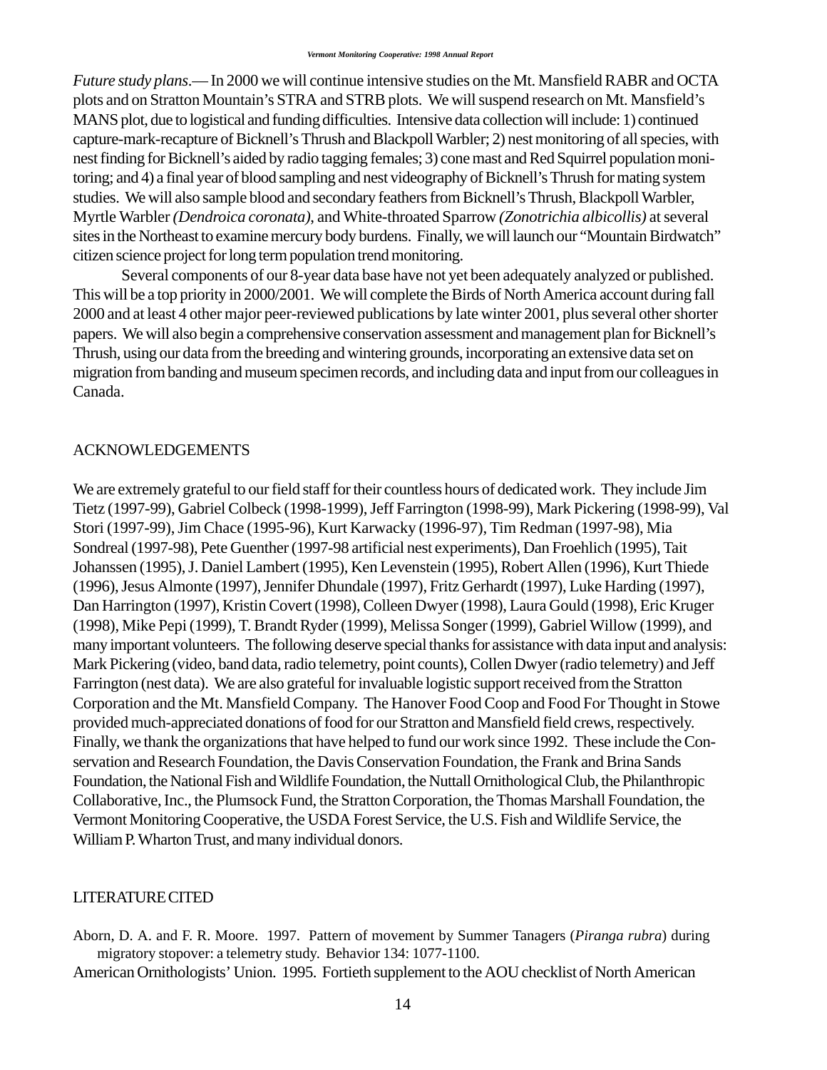*Future study plans*.— In 2000 we will continue intensive studies on the Mt. Mansfield RABR and OCTA plots and on Stratton Mountain's STRA and STRB plots. We will suspend research on Mt. Mansfield's MANS plot, due to logistical and funding difficulties. Intensive data collection will include: 1) continued capture-mark-recapture of Bicknell's Thrush and Blackpoll Warbler; 2) nest monitoring of all species, with nest finding for Bicknell's aided by radio tagging females; 3) cone mast and Red Squirrel population monitoring; and 4) a final year of blood sampling and nest videography of Bicknell's Thrush for mating system studies. We will also sample blood and secondary feathers from Bicknell's Thrush, Blackpoll Warbler, Myrtle Warbler *(Dendroica coronata)*, and White-throated Sparrow *(Zonotrichia albicollis)* at several sites in the Northeast to examine mercury body burdens. Finally, we will launch our "Mountain Birdwatch" citizen science project for long term population trend monitoring.

Several components of our 8-year data base have not yet been adequately analyzed or published. This will be a top priority in 2000/2001. We will complete the Birds of North America account during fall 2000 and at least 4 other major peer-reviewed publications by late winter 2001, plus several other shorter papers. We will also begin a comprehensive conservation assessment and management plan for Bicknell's Thrush, using our data from the breeding and wintering grounds, incorporating an extensive data set on migration from banding and museum specimen records, and including data and input from our colleagues in Canada.

## ACKNOWLEDGEMENTS

We are extremely grateful to our field staff for their countless hours of dedicated work. They include Jim Tietz (1997-99), Gabriel Colbeck (1998-1999), Jeff Farrington (1998-99), Mark Pickering (1998-99), Val Stori (1997-99), Jim Chace (1995-96), Kurt Karwacky (1996-97), Tim Redman (1997-98), Mia Sondreal (1997-98), Pete Guenther (1997-98 artificial nest experiments), Dan Froehlich (1995), Tait Johanssen (1995), J. Daniel Lambert (1995), Ken Levenstein (1995), Robert Allen (1996), Kurt Thiede (1996), Jesus Almonte (1997), Jennifer Dhundale (1997), Fritz Gerhardt (1997), Luke Harding (1997), Dan Harrington (1997), Kristin Covert (1998), Colleen Dwyer (1998), Laura Gould (1998), Eric Kruger (1998), Mike Pepi (1999), T. Brandt Ryder (1999), Melissa Songer (1999), Gabriel Willow (1999), and many important volunteers. The following deserve special thanks for assistance with data input and analysis: Mark Pickering (video, band data, radio telemetry, point counts), Collen Dwyer (radio telemetry) and Jeff Farrington (nest data). We are also grateful for invaluable logistic support received from the Stratton Corporation and the Mt. Mansfield Company. The Hanover Food Coop and Food For Thought in Stowe provided much-appreciated donations of food for our Stratton and Mansfield field crews, respectively. Finally, we thank the organizations that have helped to fund our work since 1992. These include the Conservation and Research Foundation, the Davis Conservation Foundation, the Frank and Brina Sands Foundation, the National Fish and Wildlife Foundation, the Nuttall Ornithological Club, the Philanthropic Collaborative, Inc., the Plumsock Fund, the Stratton Corporation, the Thomas Marshall Foundation, the Vermont Monitoring Cooperative, the USDA Forest Service, the U.S. Fish and Wildlife Service, the William P. Wharton Trust, and many individual donors.

## LITERATURE CITED

Aborn, D. A. and F. R. Moore. 1997. Pattern of movement by Summer Tanagers (*Piranga rubra*) during migratory stopover: a telemetry study. Behavior 134: 1077-1100.

American Ornithologists' Union. 1995. Fortieth supplement to the AOU checklist of North American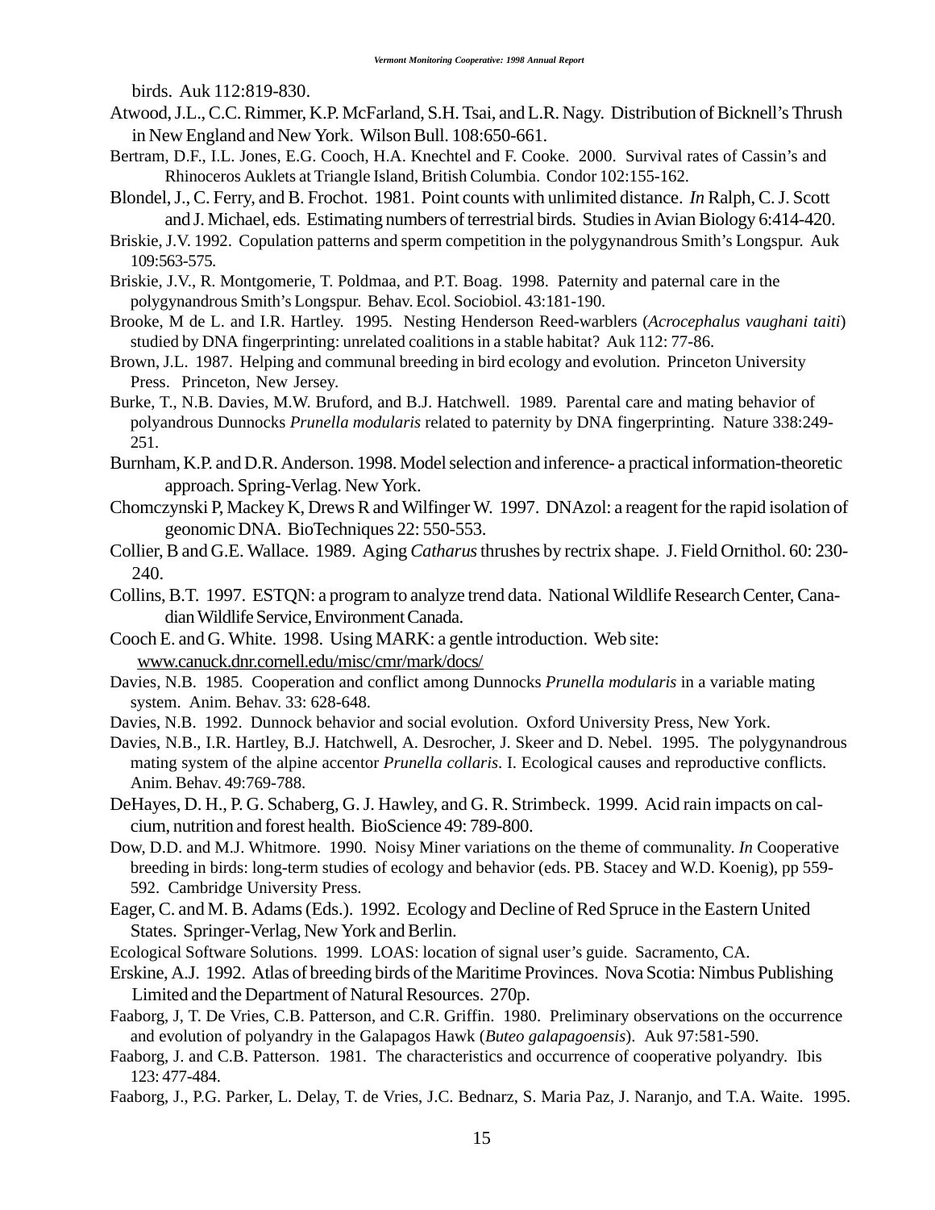birds. Auk 112:819-830.

Atwood, J.L., C.C. Rimmer, K.P. McFarland, S.H. Tsai, and L.R. Nagy. Distribution of Bicknell's Thrush in New England and New York. Wilson Bull. 108:650-661.

Bertram, D.F., I.L. Jones, E.G. Cooch, H.A. Knechtel and F. Cooke. 2000. Survival rates of Cassin's and Rhinoceros Auklets at Triangle Island, British Columbia. Condor 102:155-162.

Blondel, J., C. Ferry, and B. Frochot. 1981. Point counts with unlimited distance. *In* Ralph, C. J. Scott and J. Michael, eds. Estimating numbers of terrestrial birds. Studies in Avian Biology 6:414-420.

Briskie, J.V. 1992. Copulation patterns and sperm competition in the polygynandrous Smith's Longspur. Auk 109:563-575.

Briskie, J.V., R. Montgomerie, T. Poldmaa, and P.T. Boag. 1998. Paternity and paternal care in the polygynandrous Smith's Longspur. Behav. Ecol. Sociobiol. 43:181-190.

Brooke, M de L. and I.R. Hartley. 1995. Nesting Henderson Reed-warblers (*Acrocephalus vaughani taiti*) studied by DNA fingerprinting: unrelated coalitions in a stable habitat? Auk 112: 77-86.

Brown, J.L. 1987. Helping and communal breeding in bird ecology and evolution. Princeton University Press. Princeton, New Jersey.

Burke, T., N.B. Davies, M.W. Bruford, and B.J. Hatchwell. 1989. Parental care and mating behavior of polyandrous Dunnocks *Prunella modularis* related to paternity by DNA fingerprinting. Nature 338:249-251.

Burnham, K.P. and D.R. Anderson. 1998. Model selection and inference- a practical information-theoretic approach. Spring-Verlag. New York.

Chomczynski P, Mackey K, Drews R and Wilfinger W. 1997. DNAzol: a reagent for the rapid isolation of geonomic DNA. BioTechniques 22: 550-553.

Collier, B and G.E. Wallace. 1989. Aging *Catharus* thrushes by rectrix shape. J. Field Ornithol. 60: 230-240.

Collins, B.T. 1997. ESTQN: a program to analyze trend data. National Wildlife Research Center, Canadian Wildlife Service, Environment Canada.

Cooch E. and G. White. 1998. Using MARK: a gentle introduction. Web site: www.canuck.dnr.cornell.edu/misc/cmr/mark/docs/

Davies, N.B. 1985. Cooperation and conflict among Dunnocks *Prunella modularis* in a variable mating system. Anim. Behav. 33: 628-648.

Davies, N.B. 1992. Dunnock behavior and social evolution. Oxford University Press, New York.

Davies, N.B., I.R. Hartley, B.J. Hatchwell, A. Desrocher, J. Skeer and D. Nebel. 1995. The polygynandrous mating system of the alpine accentor *Prunella collaris*. I. Ecological causes and reproductive conflicts. Anim. Behav. 49:769-788.

DeHayes, D. H., P. G. Schaberg, G. J. Hawley, and G. R. Strimbeck. 1999. Acid rain impacts on calcium, nutrition and forest health. BioScience 49: 789-800.

Dow, D.D. and M.J. Whitmore. 1990. Noisy Miner variations on the theme of communality. *In* Cooperative breeding in birds: long-term studies of ecology and behavior (eds. PB. Stacey and W.D. Koenig), pp 559-592. Cambridge University Press.

Eager, C. and M. B. Adams (Eds.). 1992. Ecology and Decline of Red Spruce in the Eastern United States. Springer-Verlag, New York and Berlin.

Ecological Software Solutions. 1999. LOAS: location of signal user's guide. Sacramento, CA.

Erskine, A.J. 1992. Atlas of breeding birds of the Maritime Provinces. Nova Scotia: Nimbus Publishing Limited and the Department of Natural Resources. 270p.

Faaborg, J, T. De Vries, C.B. Patterson, and C.R. Griffin. 1980. Preliminary observations on the occurrence and evolution of polyandry in the Galapagos Hawk (*Buteo galapagoensis*). Auk 97:581-590.

Faaborg, J. and C.B. Patterson. 1981. The characteristics and occurrence of cooperative polyandry. Ibis 123: 477-484.

Faaborg, J., P.G. Parker, L. Delay, T. de Vries, J.C. Bednarz, S. Maria Paz, J. Naranjo, and T.A. Waite. 1995.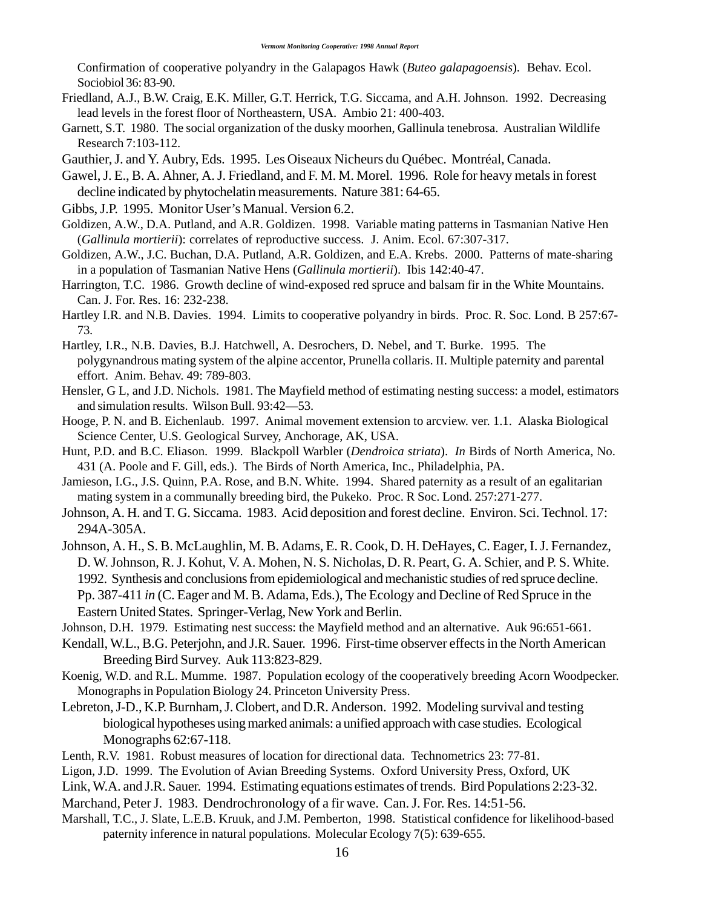Confirmation of cooperative polyandry in the Galapagos Hawk (*Buteo galapagoensis*). Behav. Ecol. Sociobiol 36: 83-90.

Friedland, A.J., B.W. Craig, E.K. Miller, G.T. Herrick, T.G. Siccama, and A.H. Johnson. 1992. Decreasing lead levels in the forest floor of Northeastern, USA. Ambio 21: 400-403.

Garnett, S.T. 1980. The social organization of the dusky moorhen, Gallinula tenebrosa. Australian Wildlife Research 7:103-112.

Gauthier, J. and Y. Aubry, Eds. 1995. Les Oiseaux Nicheurs du Québec. Montréal, Canada.

Gawel, J. E., B. A. Ahner, A. J. Friedland, and F. M. M. Morel. 1996. Role for heavy metals in forest decline indicated by phytochelatin measurements. Nature 381: 64-65.

Gibbs, J.P. 1995. Monitor User's Manual. Version 6.2.

Goldizen, A.W., D.A. Putland, and A.R. Goldizen. 1998. Variable mating patterns in Tasmanian Native Hen (*Gallinula mortierii*): correlates of reproductive success. J. Anim. Ecol. 67:307-317.

Goldizen, A.W., J.C. Buchan, D.A. Putland, A.R. Goldizen, and E.A. Krebs. 2000. Patterns of mate-sharing in a population of Tasmanian Native Hens (*Gallinula mortierii*). Ibis 142:40-47.

Harrington, T.C. 1986. Growth decline of wind-exposed red spruce and balsam fir in the White Mountains. Can. J. For. Res. 16: 232-238.

Hartley I.R. and N.B. Davies. 1994. Limits to cooperative polyandry in birds. Proc. R. Soc. Lond. B 257:67-73.

Hartley, I.R., N.B. Davies, B.J. Hatchwell, A. Desrochers, D. Nebel, and T. Burke. 1995. The polygynandrous mating system of the alpine accentor, Prunella collaris. II. Multiple paternity and parental effort. Anim. Behav. 49: 789-803.

Hensler, G L, and J.D. Nichols. 1981. The Mayfield method of estimating nesting success: a model, estimators and simulation results. Wilson Bull. 93:42—53.

Hooge, P. N. and B. Eichenlaub. 1997. Animal movement extension to arcview. ver. 1.1. Alaska Biological Science Center, U.S. Geological Survey, Anchorage, AK, USA.

Hunt, P.D. and B.C. Eliason. 1999. Blackpoll Warbler (*Dendroica striata*). *In* Birds of North America, No. 431 (A. Poole and F. Gill, eds.). The Birds of North America, Inc., Philadelphia, PA.

Jamieson, I.G., J.S. Quinn, P.A. Rose, and B.N. White. 1994. Shared paternity as a result of an egalitarian mating system in a communally breeding bird, the Pukeko. Proc. R Soc. Lond. 257:271-277.

Johnson, A. H. and T. G. Siccama. 1983. Acid deposition and forest decline. Environ. Sci. Technol. 17: 294A-305A.

Johnson, A. H., S. B. McLaughlin, M. B. Adams, E. R. Cook, D. H. DeHayes, C. Eager, I. J. Fernandez, D. W. Johnson, R. J. Kohut, V. A. Mohen, N. S. Nicholas, D. R. Peart, G. A. Schier, and P. S. White. 1992. Synthesis and conclusions from epidemiological and mechanistic studies of red spruce decline. Pp. 387-411 *in* (C. Eager and M. B. Adama, Eds.), The Ecology and Decline of Red Spruce in the Eastern United States. Springer-Verlag, New York and Berlin.

Johnson, D.H. 1979. Estimating nest success: the Mayfield method and an alternative. Auk 96:651-661.

Kendall, W.L., B.G. Peterjohn, and J.R. Sauer. 1996. First-time observer effects in the North American Breeding Bird Survey. Auk 113:823-829.

Koenig, W.D. and R.L. Mumme. 1987. Population ecology of the cooperatively breeding Acorn Woodpecker. Monographs in Population Biology 24. Princeton University Press.

Lebreton, J-D., K.P. Burnham, J. Clobert, and D.R. Anderson. 1992. Modeling survival and testing biological hypotheses using marked animals: a unified approach with case studies. Ecological Monographs 62:67-118.

Lenth, R.V. 1981. Robust measures of location for directional data. Technometrics 23: 77-81.

Ligon, J.D. 1999. The Evolution of Avian Breeding Systems. Oxford University Press, Oxford, UK

Link, W.A. and J.R. Sauer. 1994. Estimating equations estimates of trends. Bird Populations 2:23-32.

Marchand, Peter J. 1983. Dendrochronology of a fir wave. Can. J. For. Res. 14:51-56.

Marshall, T.C., J. Slate, L.E.B. Kruuk, and J.M. Pemberton, 1998. Statistical confidence for likelihood-based paternity inference in natural populations. Molecular Ecology 7(5): 639-655.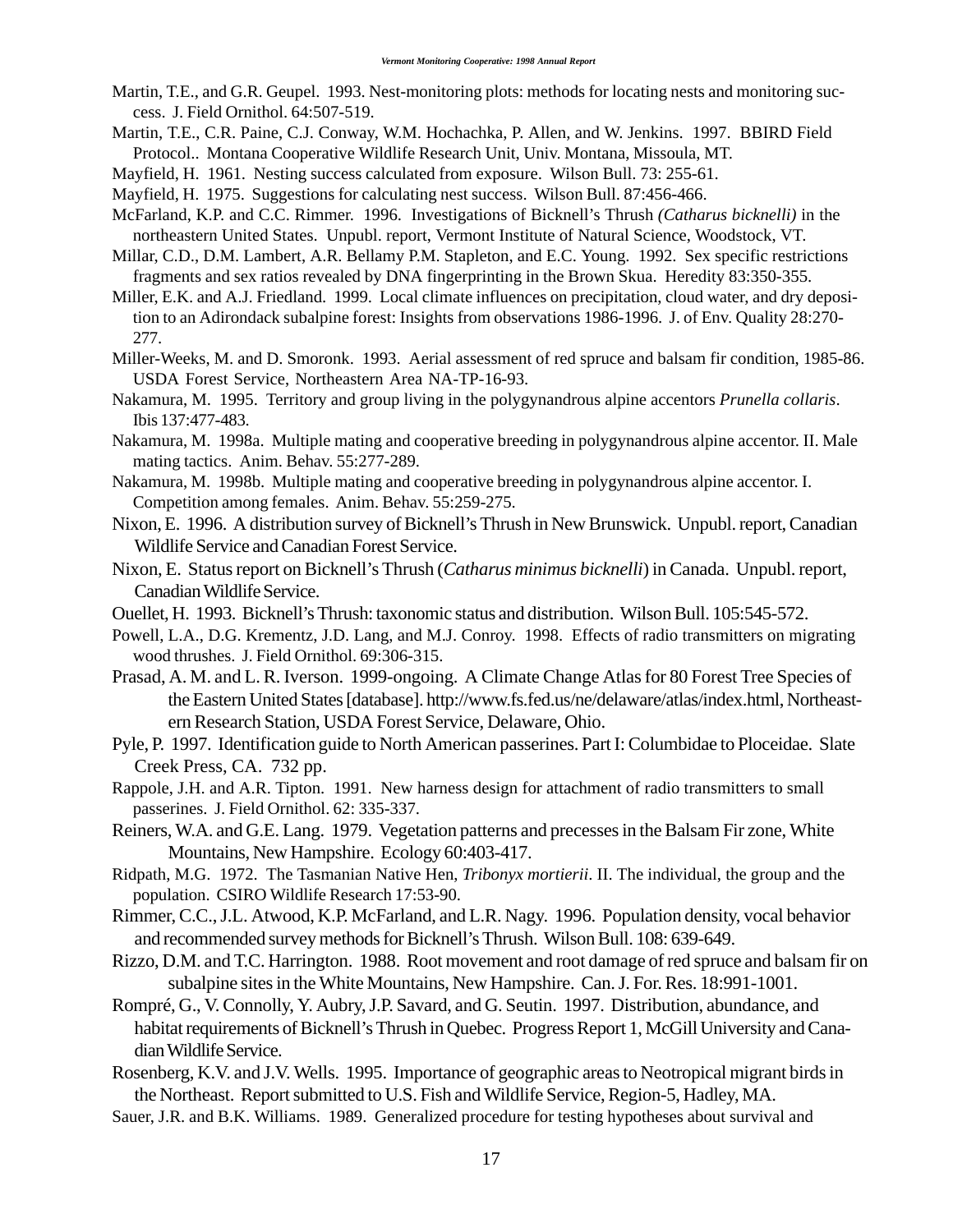Martin, T.E., and G.R. Geupel. 1993. Nest-monitoring plots: methods for locating nests and monitoring success. J. Field Ornithol. 64:507-519.

Martin, T.E., C.R. Paine, C.J. Conway, W.M. Hochachka, P. Allen, and W. Jenkins. 1997. BBIRD Field Protocol.. Montana Cooperative Wildlife Research Unit, Univ. Montana, Missoula, MT.

Mayfield, H. 1961. Nesting success calculated from exposure. Wilson Bull. 73: 255-61.

Mayfield, H. 1975. Suggestions for calculating nest success. Wilson Bull. 87:456-466.

McFarland, K.P. and C.C. Rimmer. 1996. Investigations of Bicknell's Thrush *(Catharus bicknelli)* in the northeastern United States. Unpubl. report, Vermont Institute of Natural Science, Woodstock, VT.

Millar, C.D., D.M. Lambert, A.R. Bellamy P.M. Stapleton, and E.C. Young. 1992. Sex specific restrictions fragments and sex ratios revealed by DNA fingerprinting in the Brown Skua. Heredity 83:350-355.

Miller, E.K. and A.J. Friedland. 1999. Local climate influences on precipitation, cloud water, and dry deposition to an Adirondack subalpine forest: Insights from observations 1986-1996. J. of Env. Quality 28:270-277.

Miller-Weeks, M. and D. Smoronk. 1993. Aerial assessment of red spruce and balsam fir condition, 1985-86. USDA Forest Service, Northeastern Area NA-TP-16-93.

Nakamura, M. 1995. Territory and group living in the polygynandrous alpine accentors *Prunella collaris*. Ibis 137:477-483.

Nakamura, M. 1998a. Multiple mating and cooperative breeding in polygynandrous alpine accentor. II. Male mating tactics. Anim. Behav. 55:277-289.

Nakamura, M. 1998b. Multiple mating and cooperative breeding in polygynandrous alpine accentor. I. Competition among females. Anim. Behav. 55:259-275.

Nixon, E. 1996. A distribution survey of Bicknell's Thrush in New Brunswick. Unpubl. report, Canadian Wildlife Service and Canadian Forest Service.

Nixon, E. Status report on Bicknell's Thrush (*Catharus minimus bicknelli*) in Canada. Unpubl. report, Canadian Wildlife Service.

Ouellet, H. 1993. Bicknell's Thrush: taxonomic status and distribution. Wilson Bull. 105:545-572.

Powell, L.A., D.G. Krementz, J.D. Lang, and M.J. Conroy. 1998. Effects of radio transmitters on migrating wood thrushes. J. Field Ornithol. 69:306-315.

Prasad, A. M. and L. R. Iverson. 1999-ongoing. A Climate Change Atlas for 80 Forest Tree Species of the Eastern United States [database]. http://www.fs.fed.us/ne/delaware/atlas/index.html, Northeastern Research Station, USDA Forest Service, Delaware, Ohio.

Pyle, P. 1997. Identification guide to North American passerines. Part I: Columbidae to Ploceidae. Slate Creek Press, CA. 732 pp.

Rappole, J.H. and A.R. Tipton. 1991. New harness design for attachment of radio transmitters to small passerines. J. Field Ornithol. 62: 335-337.

Reiners, W.A. and G.E. Lang. 1979. Vegetation patterns and precesses in the Balsam Fir zone, White Mountains, New Hampshire. Ecology 60:403-417.

Ridpath, M.G. 1972. The Tasmanian Native Hen, *Tribonyx mortierii*. II. The individual, the group and the population. CSIRO Wildlife Research 17:53-90.

Rimmer, C.C., J.L. Atwood, K.P. McFarland, and L.R. Nagy. 1996. Population density, vocal behavior and recommended survey methods for Bicknell's Thrush. Wilson Bull. 108: 639-649.

Rizzo, D.M. and T.C. Harrington. 1988. Root movement and root damage of red spruce and balsam fir on subalpine sites in the White Mountains, New Hampshire. Can. J. For. Res. 18:991-1001.

Rompré, G., V. Connolly, Y. Aubry, J.P. Savard, and G. Seutin. 1997. Distribution, abundance, and habitat requirements of Bicknell's Thrush in Quebec. Progress Report 1, McGill University and Canadian Wildlife Service.

Rosenberg, K.V. and J.V. Wells. 1995. Importance of geographic areas to Neotropical migrant birds in the Northeast. Report submitted to U.S. Fish and Wildlife Service, Region-5, Hadley, MA.

Sauer, J.R. and B.K. Williams. 1989. Generalized procedure for testing hypotheses about survival and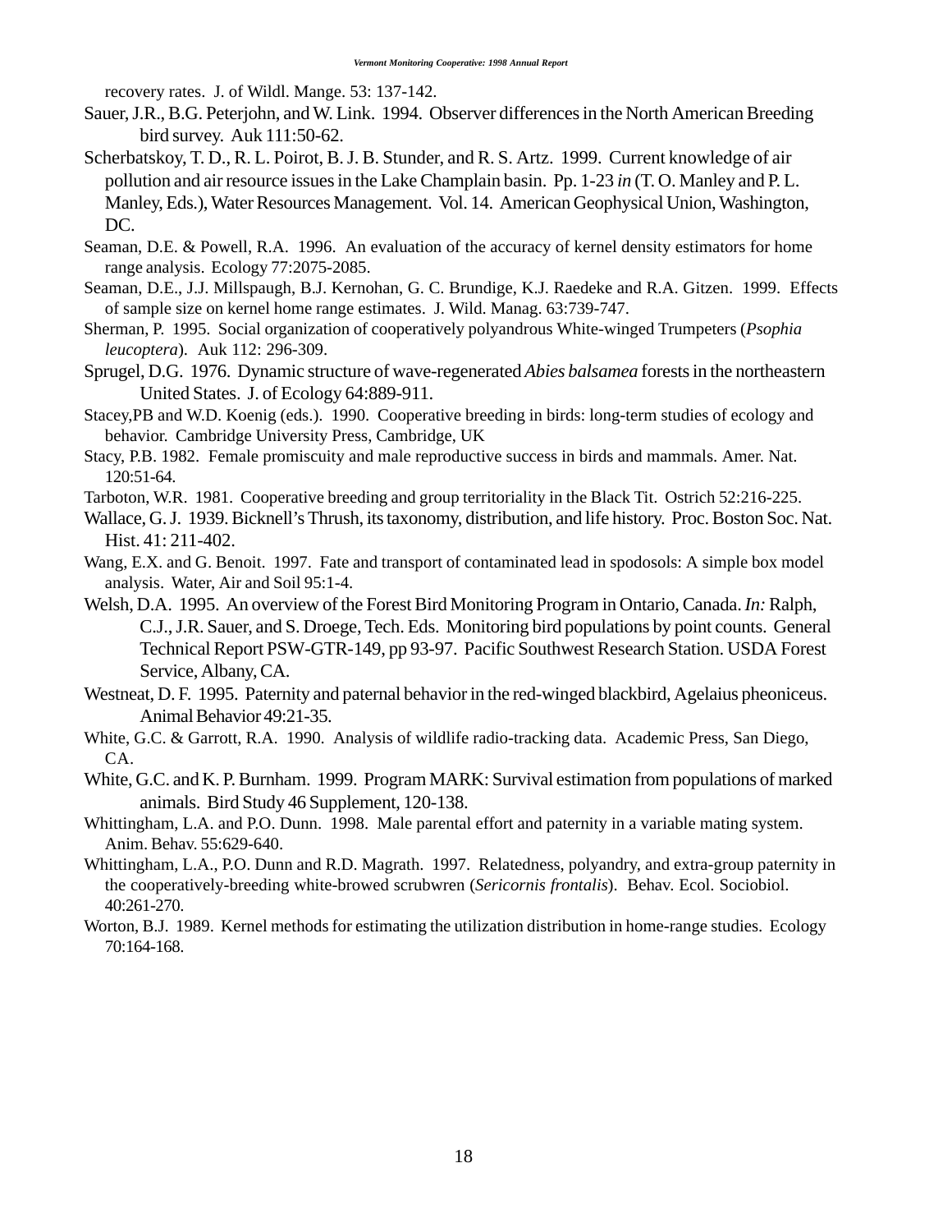recovery rates. J. of Wildl. Mange. 53: 137-142.

Sauer, J.R., B.G. Peterjohn, and W. Link. 1994. Observer differences in the North American Breeding bird survey. Auk 111:50-62.

Scherbatskoy, T. D., R. L. Poirot, B. J. B. Stunder, and R. S. Artz. 1999. Current knowledge of air pollution and air resource issues in the Lake Champlain basin. Pp. 1-23 *in* (T. O. Manley and P. L. Manley, Eds.), Water Resources Management. Vol. 14. American Geophysical Union, Washington, DC.

Seaman, D.E. & Powell, R.A. 1996. An evaluation of the accuracy of kernel density estimators for home range analysis. Ecology 77:2075-2085.

Seaman, D.E., J.J. Millspaugh, B.J. Kernohan, G. C. Brundige, K.J. Raedeke and R.A. Gitzen. 1999. Effects of sample size on kernel home range estimates. J. Wild. Manag. 63:739-747.

Sherman, P. 1995. Social organization of cooperatively polyandrous White-winged Trumpeters (*Psophia leucoptera*). Auk 112: 296-309.

Sprugel, D.G. 1976. Dynamic structure of wave-regenerated *Abies balsamea* forests in the northeastern United States. J. of Ecology 64:889-911.

Stacey,PB and W.D. Koenig (eds.). 1990. Cooperative breeding in birds: long-term studies of ecology and behavior. Cambridge University Press, Cambridge, UK

Stacy, P.B. 1982. Female promiscuity and male reproductive success in birds and mammals. Amer. Nat. 120:51-64.

Tarboton, W.R. 1981. Cooperative breeding and group territoriality in the Black Tit. Ostrich 52:216-225.

Wallace, G. J. 1939. Bicknell's Thrush, its taxonomy, distribution, and life history. Proc. Boston Soc. Nat. Hist. 41: 211-402.

Wang, E.X. and G. Benoit. 1997. Fate and transport of contaminated lead in spodosols: A simple box model analysis. Water, Air and Soil 95:1-4.

Welsh, D.A. 1995. An overview of the Forest Bird Monitoring Program in Ontario, Canada. *In:* Ralph, C.J., J.R. Sauer, and S. Droege, Tech. Eds. Monitoring bird populations by point counts. General Technical Report PSW-GTR-149, pp 93-97. Pacific Southwest Research Station. USDA Forest Service, Albany, CA.

Westneat, D. F. 1995. Paternity and paternal behavior in the red-winged blackbird, Agelaius pheoniceus. Animal Behavior 49:21-35.

White, G.C. & Garrott, R.A. 1990. Analysis of wildlife radio-tracking data. Academic Press, San Diego, CA.

White, G.C. and K. P. Burnham. 1999. Program MARK: Survival estimation from populations of marked animals. Bird Study 46 Supplement, 120-138.

Whittingham, L.A. and P.O. Dunn. 1998. Male parental effort and paternity in a variable mating system. Anim. Behav. 55:629-640.

Whittingham, L.A., P.O. Dunn and R.D. Magrath. 1997. Relatedness, polyandry, and extra-group paternity in the cooperatively-breeding white-browed scrubwren (*Sericornis frontalis*). Behav. Ecol. Sociobiol. 40:261-270.

Worton, B.J. 1989. Kernel methods for estimating the utilization distribution in home-range studies. Ecology 70:164-168.